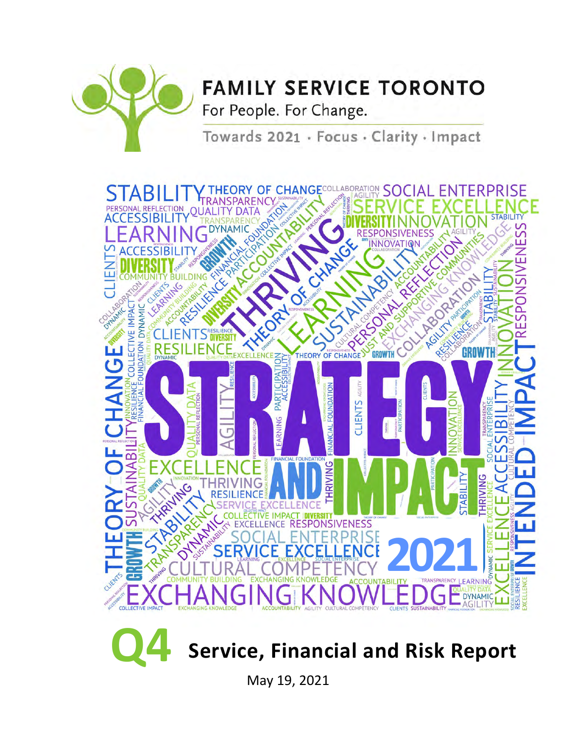# FAMILY SERVICE TORONTO

For People. For Change.

Towards 2021 · Focus · Clarity · Impact

STRATEGY AND IMPACT 2021

# Q4 Service, Financial and Risk Report

May 19, 2021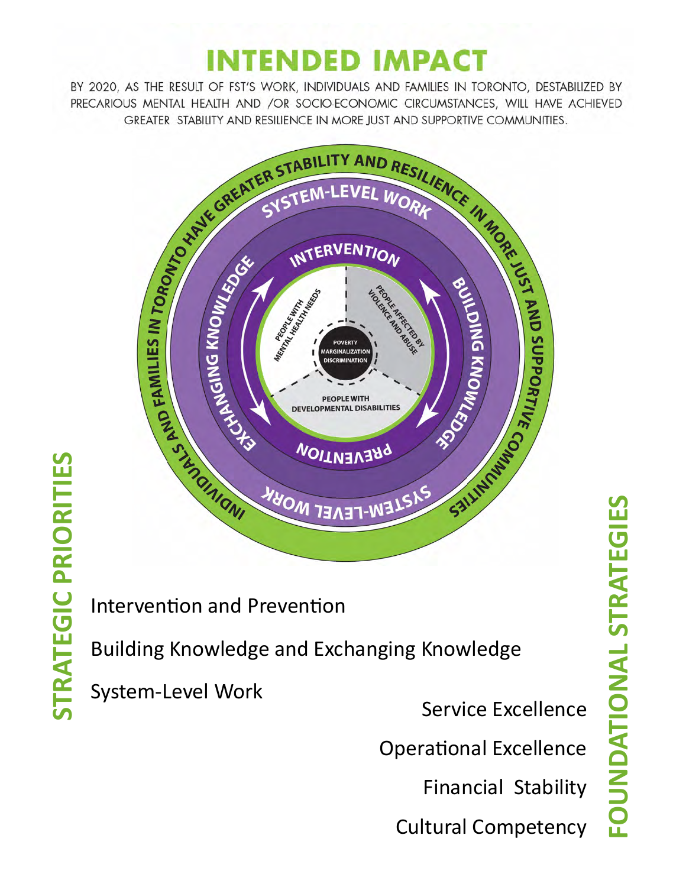# INTENDED IMPACT

BY 2020, AS THE RESULT OF FST'S WORK, INDIVIDUALS AND FAMILIES IN TORONTO, DESTABILIZED BY PRECARIOUS MENTAL HEALTH AND /OR SOCIO-ECONOMIC CIRCUMSTANCES, WILL HAVE ACHIEVED GREATER STABILITY AND RESILIENCE IN MORE JUST AND SUPPORTIVE COMMUNITIES.

INDIVIDUALS AND FAMILIES IN TORONTO HAVE GREATER STABILITY AND RESILIENCE IN MORE JUST AND SUPPORTIVE COMMUNITIES

SYSTEM-LEVEL WORK

EXCHANGING KNOWLEDGE

BUILDING KNOWLEDGE

INTERVENTION

PREVENTION

PEOPLE WITH MENTAL HEALTH NEEDS

PEOPLE AFFECTED BY VIOLENCE AND ABUSE

PEOPLE WITH DEVELOPMENTAL DISABILITIES

POVERTY
MARGINALIZATION
DISCRIMINATION

## STRATEGIC PRIORITIES

Intervention and Prevention

Building Knowledge and Exchanging Knowledge

System-Level Work

## FOUNDATIONAL STRATEGIES

Service Excellence

Operational Excellence

Financial Stability

Cultural Competency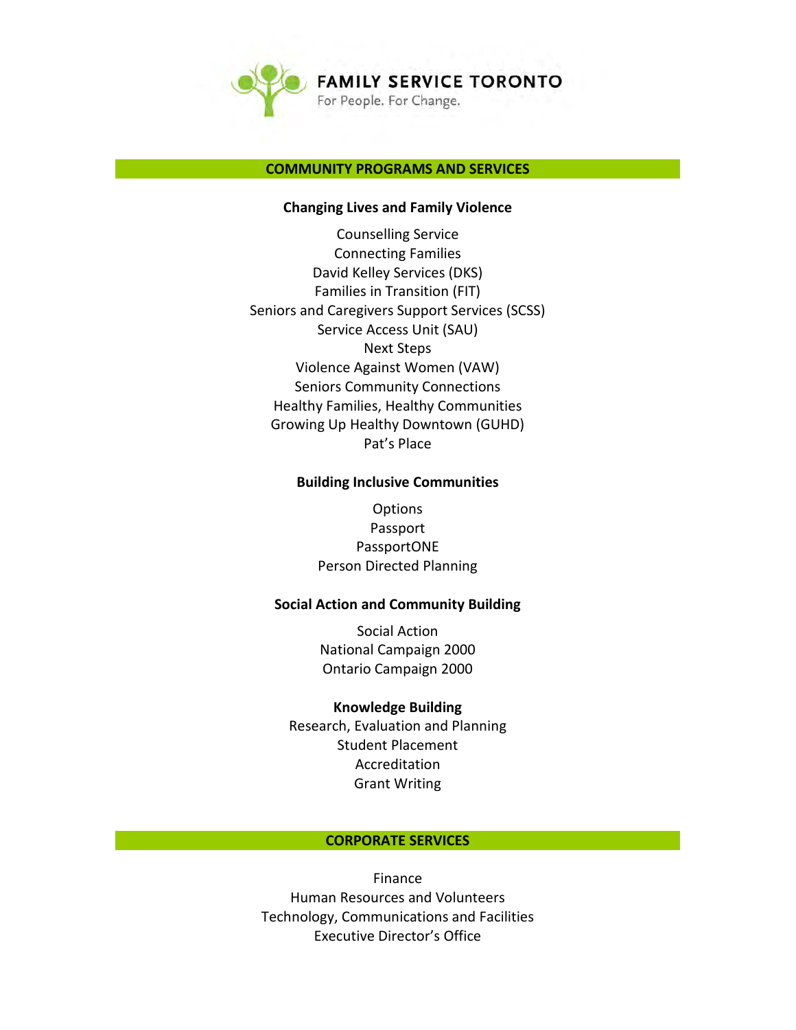# FAMILY SERVICE TORONTO

For People. For Change.

## COMMUNITY PROGRAMS AND SERVICES

### Changing Lives and Family Violence

Counselling Service
Connecting Families
David Kelley Services (DKS)
Families in Transition (FIT)
Seniors and Caregivers Support Services (SCSS)
Service Access Unit (SAU)
Next Steps
Violence Against Women (VAW)
Seniors Community Connections
Healthy Families, Healthy Communities
Growing Up Healthy Downtown (GUHD)
Pat's Place

### Building Inclusive Communities

Options
Passport
PassportONE
Person Directed Planning

### Social Action and Community Building

Social Action
National Campaign 2000
Ontario Campaign 2000

### Knowledge Building

Research, Evaluation and Planning
Student Placement
Accreditation
Grant Writing

## CORPORATE SERVICES

Finance
Human Resources and Volunteers
Technology, Communications and Facilities
Executive Director's Office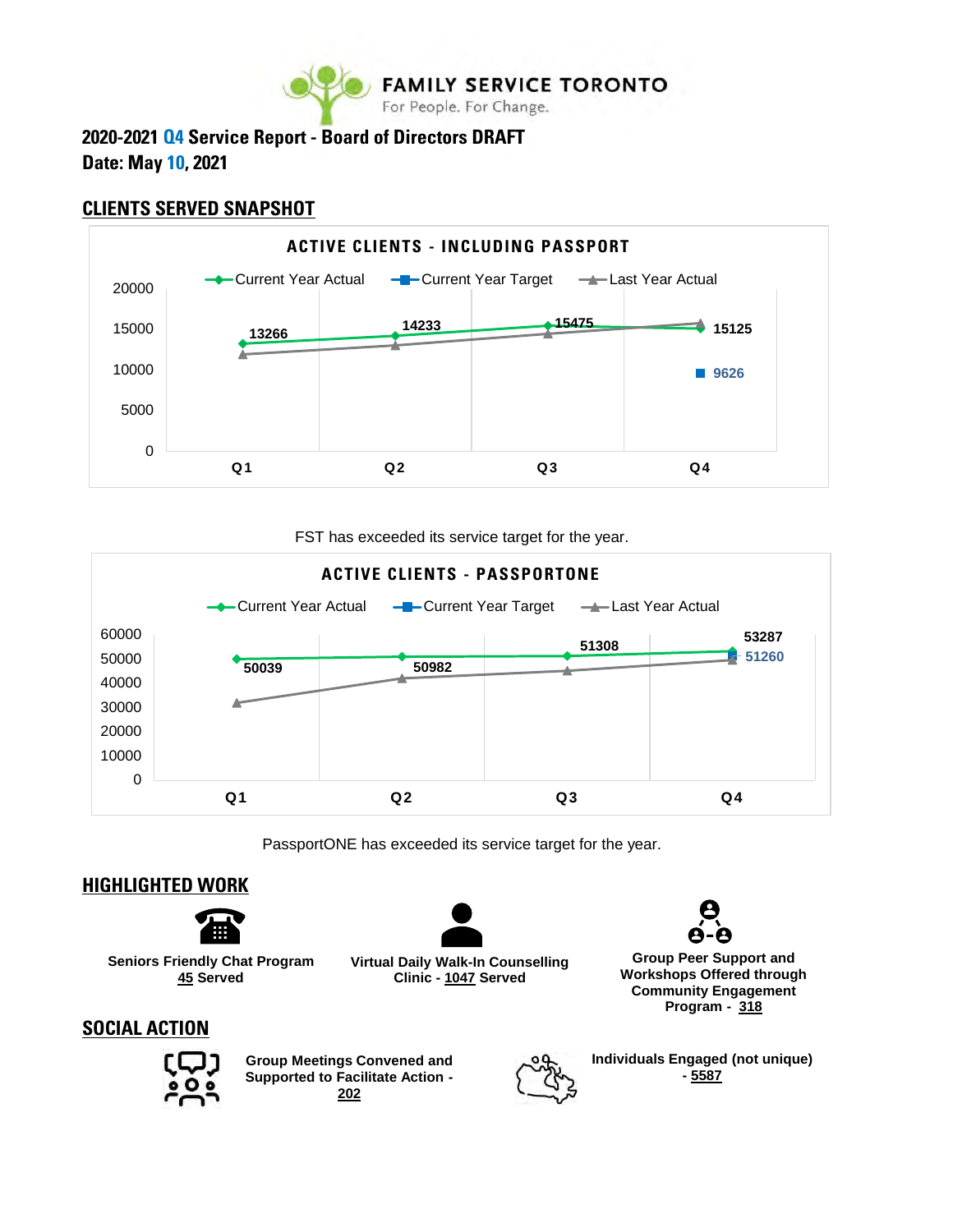FAMILY SERVICE TORONTO
For People. For Change.

**2020-2021 Q4 Service Report - Board of Directors DRAFT**
**Date: May 10, 2021**

## CLIENTS SERVED SNAPSHOT

**ACTIVE CLIENTS - INCLUDING PASSPORT**

| | Q1 | Q2 | Q3 | Q4 |
|---|---|---|---|---|
| Current Year Actual | 13266 | 14233 | 15475 | 15125 |
| Current Year Target | | | | 9626 |

FST has exceeded its service target for the year.

**ACTIVE CLIENTS - PASSPORTONE**

| | Q1 | Q2 | Q3 | Q4 |
|---|---|---|---|---|
| Current Year Actual | 50039 | 50982 | 51308 | 53287 |
| Current Year Target | | | | 51260 |

PassportONE has exceeded its service target for the year.

## HIGHLIGHTED WORK

**Seniors Friendly Chat Program**
**45 Served**

**Virtual Daily Walk-In Counselling Clinic - 1047 Served**

**Group Peer Support and Workshops Offered through Community Engagement Program - 318**

## SOCIAL ACTION

**Group Meetings Convened and Supported to Facilitate Action - 202**

**Individuals Engaged (not unique) - 5587**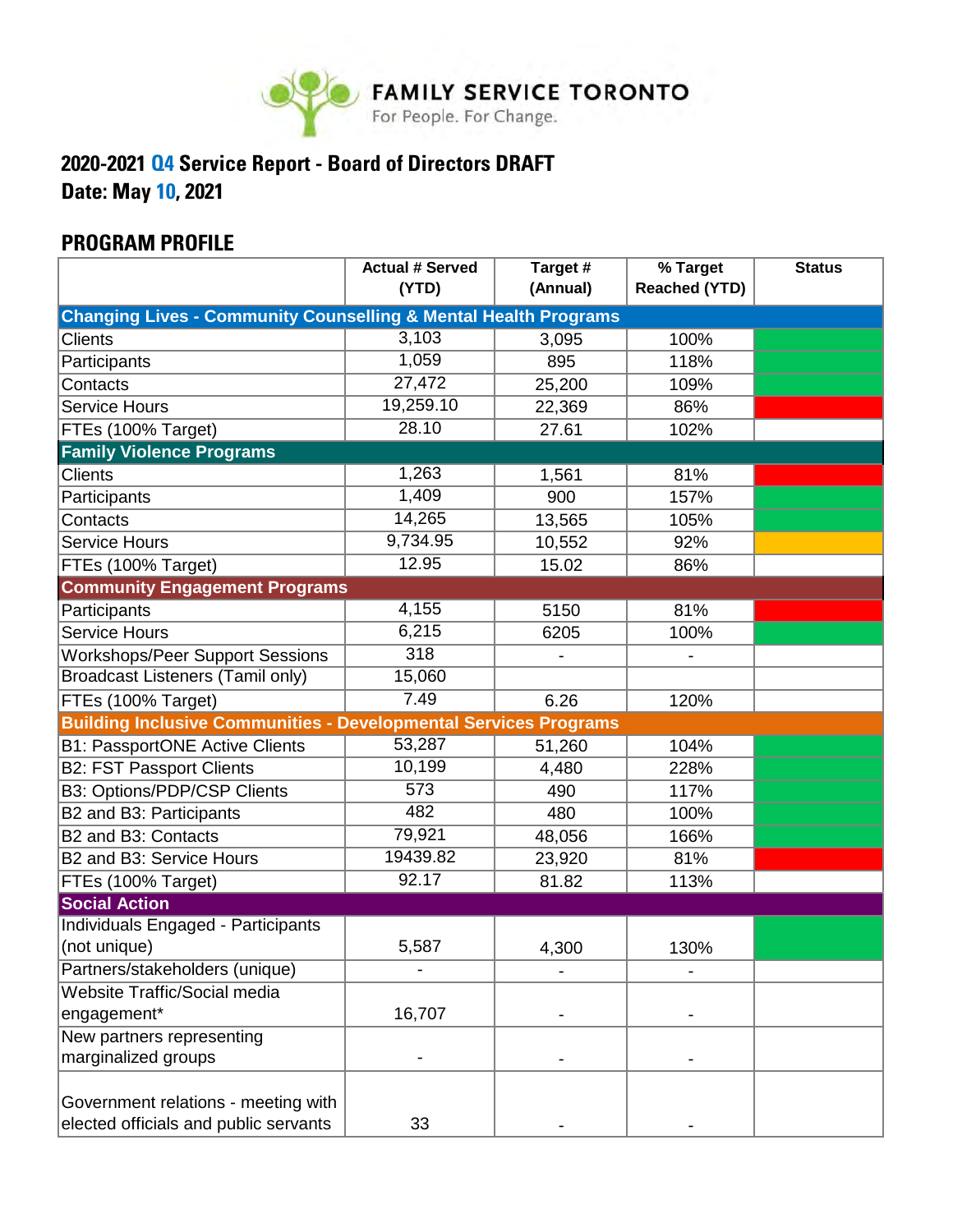**FAMILY SERVICE TORONTO**
For People. For Change.

## 2020-2021 Q4 Service Report - Board of Directors DRAFT
## Date: May 10, 2021

### PROGRAM PROFILE

| | Actual # Served (YTD) | Target # (Annual) | % Target Reached (YTD) | Status |
|---|---|---|---|---|
| **Changing Lives - Community Counselling & Mental Health Programs** | | | | |
| Clients | 3,103 | 3,095 | 100% | |
| Participants | 1,059 | 895 | 118% | |
| Contacts | 27,472 | 25,200 | 109% | |
| Service Hours | 19,259.10 | 22,369 | 86% | |
| FTEs (100% Target) | 28.10 | 27.61 | 102% | |
| **Family Violence Programs** | | | | |
| Clients | 1,263 | 1,561 | 81% | |
| Participants | 1,409 | 900 | 157% | |
| Contacts | 14,265 | 13,565 | 105% | |
| Service Hours | 9,734.95 | 10,552 | 92% | |
| FTEs (100% Target) | 12.95 | 15.02 | 86% | |
| **Community Engagement Programs** | | | | |
| Participants | 4,155 | 5150 | 81% | |
| Service Hours | 6,215 | 6205 | 100% | |
| Workshops/Peer Support Sessions | 318 | - | - | |
| Broadcast Listeners (Tamil only) | 15,060 | | | |
| FTEs (100% Target) | 7.49 | 6.26 | 120% | |
| **Building Inclusive Communities - Developmental Services Programs** | | | | |
| B1: PassportONE Active Clients | 53,287 | 51,260 | 104% | |
| B2: FST Passport Clients | 10,199 | 4,480 | 228% | |
| B3: Options/PDP/CSP Clients | 573 | 490 | 117% | |
| B2 and B3: Participants | 482 | 480 | 100% | |
| B2 and B3: Contacts | 79,921 | 48,056 | 166% | |
| B2 and B3: Service Hours | 19439.82 | 23,920 | 81% | |
| FTEs (100% Target) | 92.17 | 81.82 | 113% | |
| **Social Action** | | | | |
| Individuals Engaged - Participants (not unique) | 5,587 | 4,300 | 130% | |
| Partners/stakeholders (unique) | - | - | - | |
| Website Traffic/Social media engagement* | 16,707 | - | - | |
| New partners representing marginalized groups | - | - | - | |
| Government relations - meeting with elected officials and public servants | 33 | - | - | |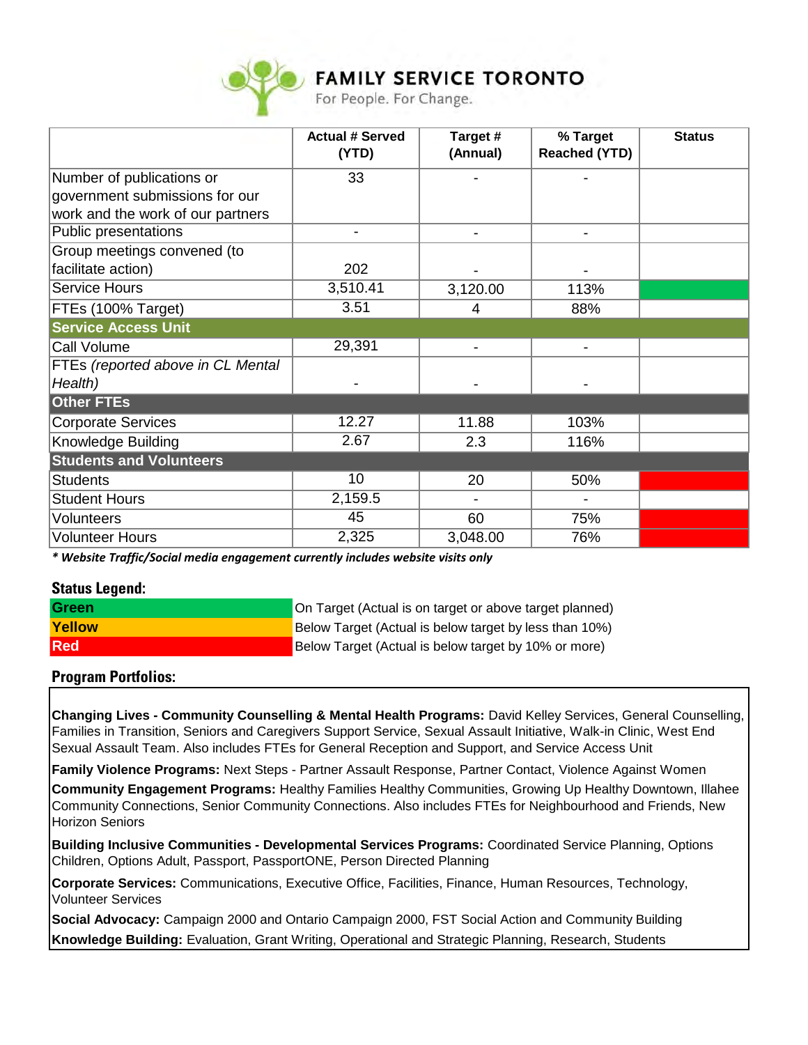# FAMILY SERVICE TORONTO

For People. For Change.

| | Actual # Served (YTD) | Target # (Annual) | % Target Reached (YTD) | Status |
|---|---|---|---|---|
| Number of publications or government submissions for our work and the work of our partners | 33 | - | - | |
| Public presentations | - | - | - | |
| Group meetings convened (to facilitate action) | 202 | - | - | |
| Service Hours | 3,510.41 | 3,120.00 | 113% | Green |
| FTEs (100% Target) | 3.51 | 4 | 88% | |
| **Service Access Unit** | | | | |
| Call Volume | 29,391 | - | - | |
| FTEs *(reported above in CL Mental Health)* | - | - | - | |
| **Other FTEs** | | | | |
| Corporate Services | 12.27 | 11.88 | 103% | |
| Knowledge Building | 2.67 | 2.3 | 116% | |
| **Students and Volunteers** | | | | |
| Students | 10 | 20 | 50% | Red |
| Student Hours | 2,159.5 | - | - | |
| Volunteers | 45 | 60 | 75% | Red |
| Volunteer Hours | 2,325 | 3,048.00 | 76% | Red |

***\* Website Traffic/Social media engagement currently includes website visits only***

## Status Legend:

| | |
|---|---|
| **Green** | On Target (Actual is on target or above target planned) |
| **Yellow** | Below Target (Actual is below target by less than 10%) |
| **Red** | Below Target (Actual is below target by 10% or more) |

## Program Portfolios:

**Changing Lives - Community Counselling & Mental Health Programs:** David Kelley Services, General Counselling, Families in Transition, Seniors and Caregivers Support Service, Sexual Assault Initiative, Walk-in Clinic, West End Sexual Assault Team. Also includes FTEs for General Reception and Support, and Service Access Unit

**Family Violence Programs:** Next Steps - Partner Assault Response, Partner Contact, Violence Against Women

**Community Engagement Programs:** Healthy Families Healthy Communities, Growing Up Healthy Downtown, Illahee Community Connections, Senior Community Connections. Also includes FTEs for Neighbourhood and Friends, New Horizon Seniors

**Building Inclusive Communities - Developmental Services Programs:** Coordinated Service Planning, Options Children, Options Adult, Passport, PassportONE, Person Directed Planning

**Corporate Services:** Communications, Executive Office, Facilities, Finance, Human Resources, Technology, Volunteer Services

**Social Advocacy:** Campaign 2000 and Ontario Campaign 2000, FST Social Action and Community Building

**Knowledge Building:** Evaluation, Grant Writing, Operational and Strategic Planning, Research, Students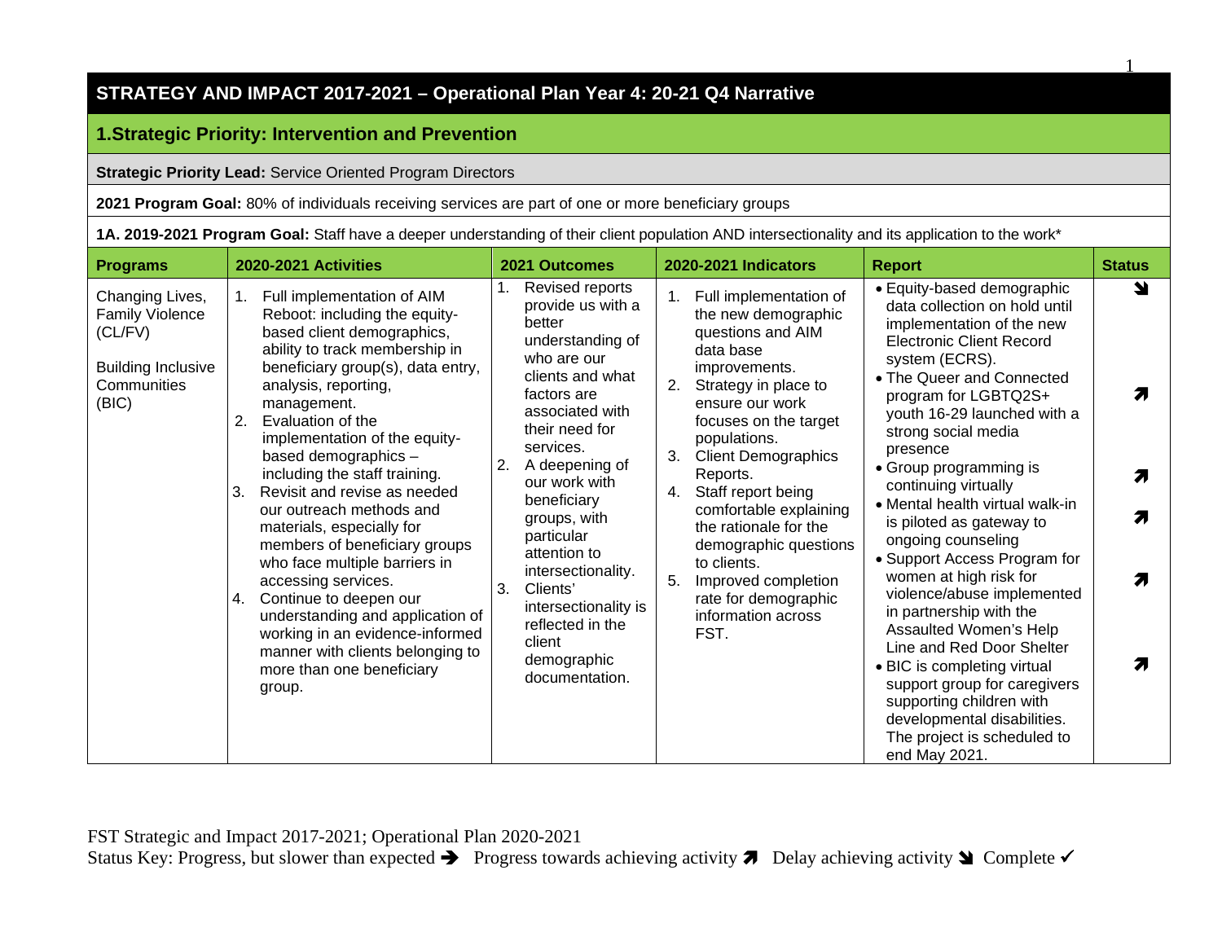# STRATEGY AND IMPACT 2017-2021 – Operational Plan Year 4: 20-21 Q4 Narrative

## 1.Strategic Priority: Intervention and Prevention

**Strategic Priority Lead:** Service Oriented Program Directors

**2021 Program Goal:** 80% of individuals receiving services are part of one or more beneficiary groups

**1A. 2019-2021 Program Goal:** Staff have a deeper understanding of their client population AND intersectionality and its application to the work*

| Programs | 2020-2021 Activities | 2021 Outcomes | 2020-2021 Indicators | Report | Status |
|---|---|---|---|---|---|
| Changing Lives, Family Violence (CL/FV)<br><br>Building Inclusive Communities (BIC) | 1. Full implementation of AIM Reboot: including the equity-based client demographics, ability to track membership in beneficiary group(s), data entry, analysis, reporting, management.<br>2. Evaluation of the implementation of the equity-based demographics – including the staff training.<br>3. Revisit and revise as needed our outreach methods and materials, especially for members of beneficiary groups who face multiple barriers in accessing services.<br>4. Continue to deepen our understanding and application of working in an evidence-informed manner with clients belonging to more than one beneficiary group. | 1. Revised reports provide us with a better understanding of who are our clients and what factors are associated with their need for services.<br>2. A deepening of our work with beneficiary groups, with particular attention to intersectionality.<br>3. Clients' intersectionality is reflected in the client demographic documentation. | 1. Full implementation of the new demographic questions and AIM data base improvements.<br>2. Strategy in place to ensure our work focuses on the target populations.<br>3. Client Demographics Reports.<br>4. Staff report being comfortable explaining the rationale for the demographic questions to clients.<br>5. Improved completion rate for demographic information across FST. | • Equity-based demographic data collection on hold until implementation of the new Electronic Client Record system (ECRS).<br>• The Queer and Connected program for LGBTQ2S+ youth 16-29 launched with a strong social media presence<br>• Group programming is continuing virtually<br>• Mental health virtual walk-in is piloted as gateway to ongoing counseling<br>• Support Access Program for women at high risk for violence/abuse implemented in partnership with the Assaulted Women's Help Line and Red Door Shelter<br>• BIC is completing virtual support group for caregivers supporting children with developmental disabilities. The project is scheduled to end May 2021. | ➘<br>➚<br>➚<br>➚<br>➚<br>➚ |

FST Strategic and Impact 2017-2021; Operational Plan 2020-2021

Status Key: Progress, but slower than expected ➔ Progress towards achieving activity ➚ Delay achieving activity ➘ Complete ✓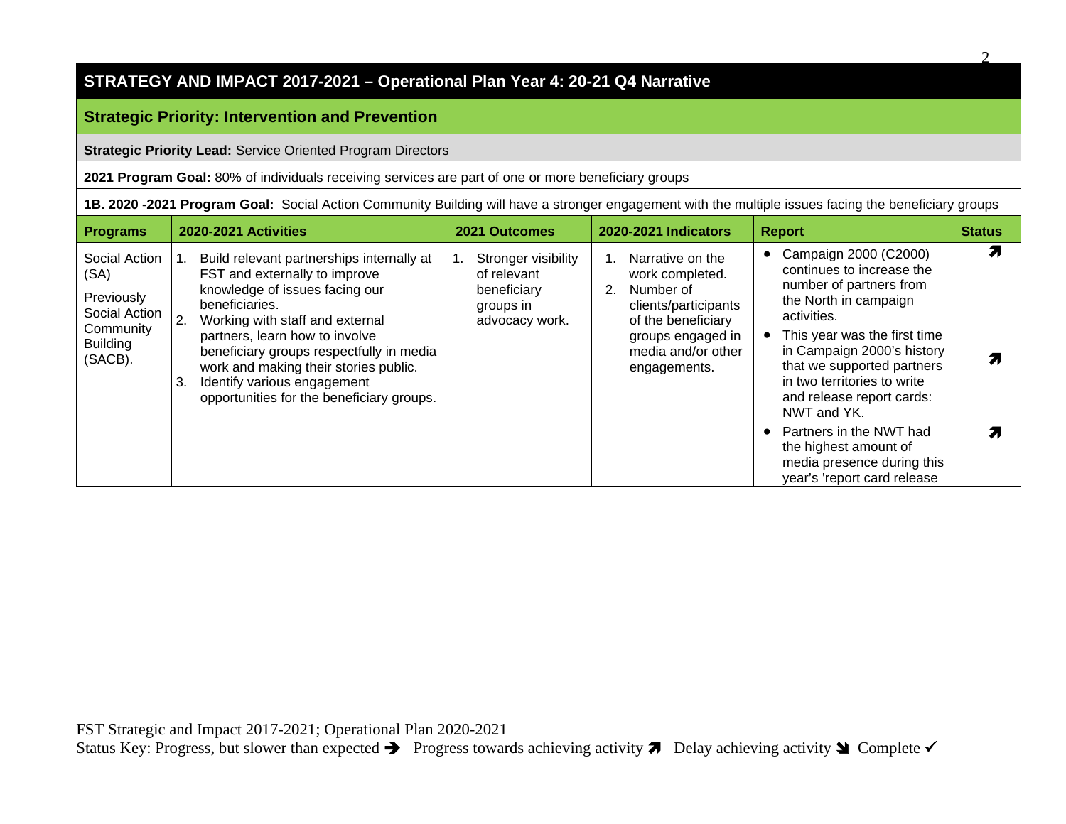## STRATEGY AND IMPACT 2017-2021 – Operational Plan Year 4: 20-21 Q4 Narrative

### Strategic Priority: Intervention and Prevention

**Strategic Priority Lead:** Service Oriented Program Directors

**2021 Program Goal:** 80% of individuals receiving services are part of one or more beneficiary groups

**1B. 2020 -2021 Program Goal:** Social Action Community Building will have a stronger engagement with the multiple issues facing the beneficiary groups

| Programs | 2020-2021 Activities | 2021 Outcomes | 2020-2021 Indicators | Report | Status |
|---|---|---|---|---|---|
| Social Action (SA)<br><br>Previously Social Action Community Building (SACB). | 1. Build relevant partnerships internally at FST and externally to improve knowledge of issues facing our beneficiaries.<br>2. Working with staff and external partners, learn how to involve beneficiary groups respectfully in media work and making their stories public.<br>3. Identify various engagement opportunities for the beneficiary groups. | 1. Stronger visibility of relevant beneficiary groups in advocacy work. | 1. Narrative on the work completed.<br>2. Number of clients/participants of the beneficiary groups engaged in media and/or other engagements. | • Campaign 2000 (C2000) continues to increase the number of partners from the North in campaign activities. | ➚ |
| | | | | • This year was the first time in Campaign 2000's history that we supported partners in two territories to write and release report cards: NWT and YK. | ➚ |
| | | | | • Partners in the NWT had the highest amount of media presence during this year's 'report card release | ➚ |

FST Strategic and Impact 2017-2021; Operational Plan 2020-2021
Status Key: Progress, but slower than expected ➔ Progress towards achieving activity ➚ Delay achieving activity ➘ Complete ✓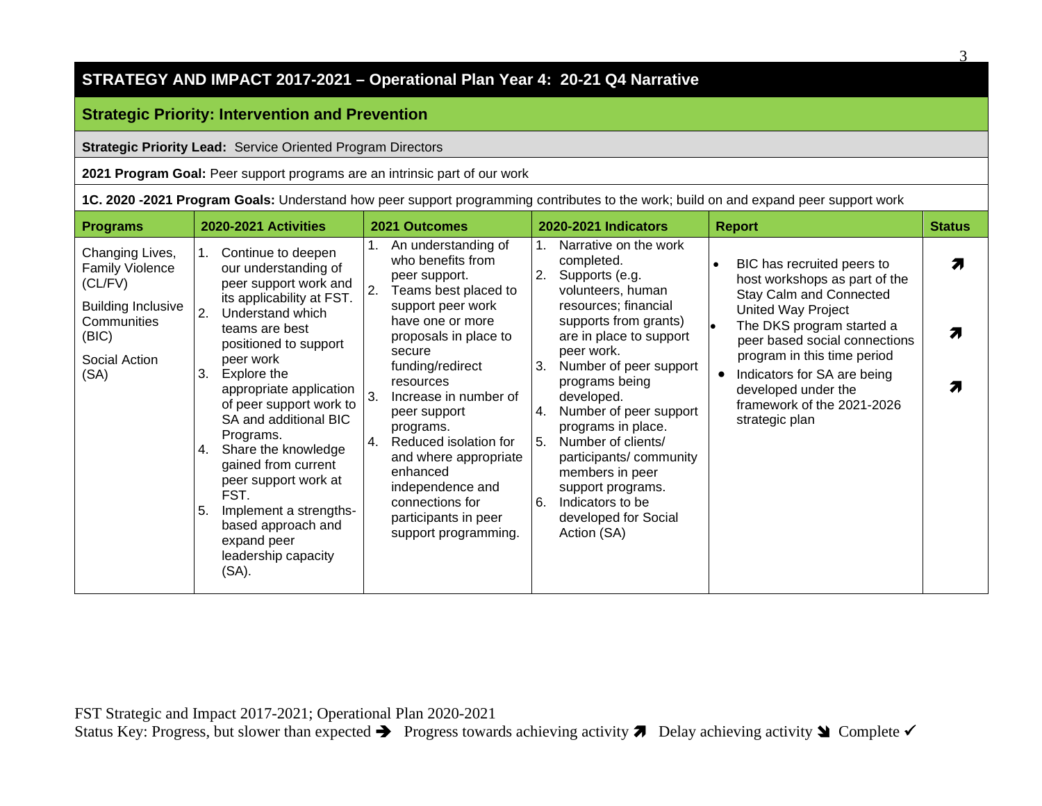## STRATEGY AND IMPACT 2017-2021 – Operational Plan Year 4: 20-21 Q4 Narrative

### Strategic Priority: Intervention and Prevention

**Strategic Priority Lead:** Service Oriented Program Directors

**2021 Program Goal:** Peer support programs are an intrinsic part of our work

**1C. 2020 -2021 Program Goals:** Understand how peer support programming contributes to the work; build on and expand peer support work

| Programs | 2020-2021 Activities | 2021 Outcomes | 2020-2021 Indicators | Report | Status |
|---|---|---|---|---|---|
| Changing Lives, Family Violence (CL/FV)<br><br>Building Inclusive Communities (BIC)<br><br>Social Action (SA) | 1. Continue to deepen our understanding of peer support work and its applicability at FST.<br>2. Understand which teams are best positioned to support peer work<br>3. Explore the appropriate application of peer support work to SA and additional BIC Programs.<br>4. Share the knowledge gained from current peer support work at FST.<br>5. Implement a strengths-based approach and expand peer leadership capacity (SA). | 1. An understanding of who benefits from peer support.<br>2. Teams best placed to support peer work have one or more proposals in place to secure funding/redirect resources<br>3. Increase in number of peer support programs.<br>4. Reduced isolation for and where appropriate enhanced independence and connections for participants in peer support programming. | 1. Narrative on the work completed.<br>2. Supports (e.g. volunteers, human resources; financial supports from grants) are in place to support peer work.<br>3. Number of peer support programs being developed.<br>4. Number of peer support programs in place.<br>5. Number of clients/ participants/ community members in peer support programs.<br>6. Indicators to be developed for Social Action (SA) | • BIC has recruited peers to host workshops as part of the Stay Calm and Connected United Way Project<br>• The DKS program started a peer based social connections program in this time period<br>• Indicators for SA are being developed under the framework of the 2021-2026 strategic plan | ➚<br><br>➚<br><br>➚ |

FST Strategic and Impact 2017-2021; Operational Plan 2020-2021

Status Key: Progress, but slower than expected ➔ Progress towards achieving activity ➚ Delay achieving activity ➘ Complete ✓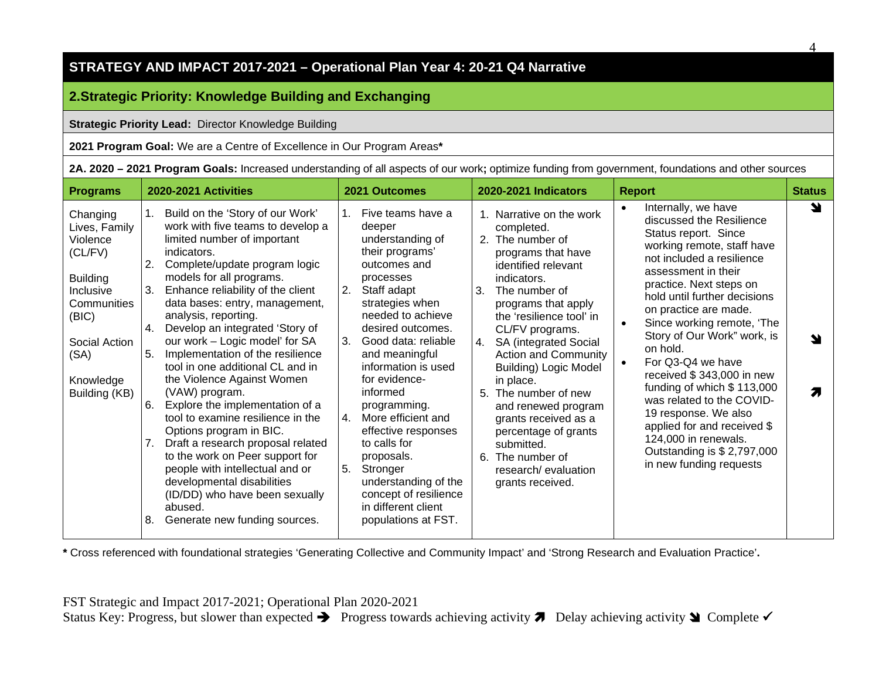## STRATEGY AND IMPACT 2017-2021 – Operational Plan Year 4: 20-21 Q4 Narrative

### 2.Strategic Priority: Knowledge Building and Exchanging

**Strategic Priority Lead:** Director Knowledge Building

**2021 Program Goal:** We are a Centre of Excellence in Our Program Areas*

**2A. 2020 – 2021 Program Goals:** Increased understanding of all aspects of our work**;** optimize funding from government, foundations and other sources

| Programs | 2020-2021 Activities | 2021 Outcomes | 2020-2021 Indicators | Report | Status |
|---|---|---|---|---|---|
| Changing Lives, Family Violence (CL/FV)<br><br>Building Inclusive Communities (BIC)<br><br>Social Action (SA)<br><br>Knowledge Building (KB) | 1. Build on the 'Story of our Work' work with five teams to develop a limited number of important indicators.<br>2. Complete/update program logic models for all programs.<br>3. Enhance reliability of the client data bases: entry, management, analysis, reporting.<br>4. Develop an integrated 'Story of our work – Logic model' for SA<br>5. Implementation of the resilience tool in one additional CL and in the Violence Against Women (VAW) program.<br>6. Explore the implementation of a tool to examine resilience in the Options program in BIC.<br>7. Draft a research proposal related to the work on Peer support for people with intellectual and or developmental disabilities (ID/DD) who have been sexually abused.<br>8. Generate new funding sources. | 1. Five teams have a deeper understanding of their programs' outcomes and processes<br>2. Staff adapt strategies when needed to achieve desired outcomes.<br>3. Good data: reliable and meaningful information is used for evidence-informed programming.<br>4. More efficient and effective responses to calls for proposals.<br>5. Stronger understanding of the concept of resilience in different client populations at FST. | 1. Narrative on the work completed.<br>2. The number of programs that have identified relevant indicators.<br>3. The number of programs that apply the 'resilience tool' in CL/FV programs.<br>4. SA (integrated Social Action and Community Building) Logic Model in place.<br>5. The number of new and renewed program grants received as a percentage of grants submitted.<br>6. The number of research/ evaluation grants received. | • Internally, we have discussed the Resilience Status report. Since working remote, staff have not included a resilience assessment in their practice. Next steps on hold until further decisions on practice are made.<br>• Since working remote, 'The Story of Our Work" work, is on hold.<br>• For Q3-Q4 we have received $ 343,000 in new funding of which $ 113,000 was related to the COVID-19 response. We also applied for and received $ 124,000 in renewals. Outstanding is $ 2,797,000 in new funding requests | ➘<br><br>➘<br><br>➚ |

**\*** Cross referenced with foundational strategies 'Generating Collective and Community Impact' and 'Strong Research and Evaluation Practice'**.**

FST Strategic and Impact 2017-2021; Operational Plan 2020-2021
Status Key: Progress, but slower than expected ➔ Progress towards achieving activity ➚ Delay achieving activity ➘ Complete ✓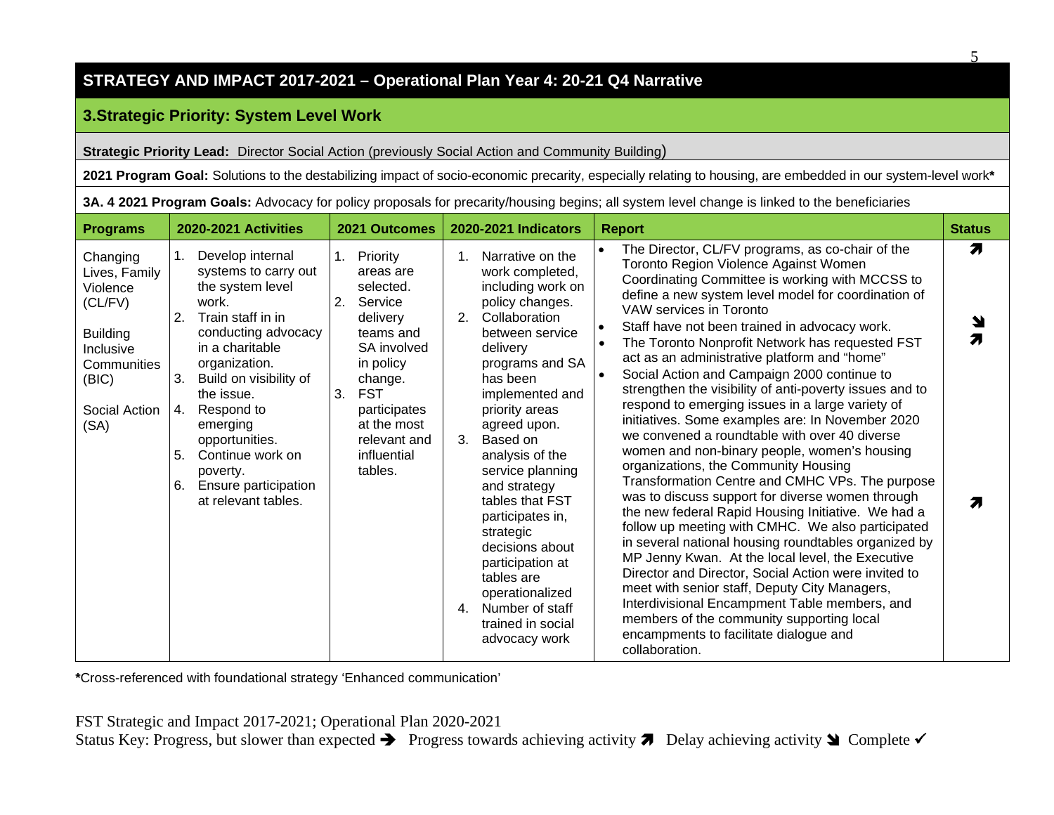## STRATEGY AND IMPACT 2017-2021 – Operational Plan Year 4: 20-21 Q4 Narrative

### 3.Strategic Priority: System Level Work

**Strategic Priority Lead:** Director Social Action (previously Social Action and Community Building)

**2021 Program Goal:** Solutions to the destabilizing impact of socio-economic precarity, especially relating to housing, are embedded in our system-level work*

**3A. 4 2021 Program Goals:** Advocacy for policy proposals for precarity/housing begins; all system level change is linked to the beneficiaries

| Programs | 2020-2021 Activities | 2021 Outcomes | 2020-2021 Indicators | Report | Status |
|---|---|---|---|---|---|
| Changing Lives, Family Violence (CL/FV)<br><br>Building Inclusive Communities (BIC)<br><br>Social Action (SA) | 1. Develop internal systems to carry out the system level work.<br>2. Train staff in in conducting advocacy in a charitable organization.<br>3. Build on visibility of the issue.<br>4. Respond to emerging opportunities.<br>5. Continue work on poverty.<br>6. Ensure participation at relevant tables. | 1. Priority areas are selected.<br>2. Service delivery teams and SA involved in policy change.<br>3. FST participates at the most relevant and influential tables. | 1. Narrative on the work completed, including work on policy changes.<br>2. Collaboration between service delivery programs and SA has been implemented and priority areas agreed upon.<br>3. Based on analysis of the service planning and strategy tables that FST participates in, strategic decisions about participation at tables are operationalized<br>4. Number of staff trained in social advocacy work | • The Director, CL/FV programs, as co-chair of the Toronto Region Violence Against Women Coordinating Committee is working with MCCSS to define a new system level model for coordination of VAW services in Toronto<br>• Staff have not been trained in advocacy work.<br>• The Toronto Nonprofit Network has requested FST act as an administrative platform and "home"<br>• Social Action and Campaign 2000 continue to strengthen the visibility of anti-poverty issues and to respond to emerging issues in a large variety of initiatives. Some examples are: In November 2020 we convened a roundtable with over 40 diverse women and non-binary people, women's housing organizations, the Community Housing Transformation Centre and CMHC VPs. The purpose was to discuss support for diverse women through the new federal Rapid Housing Initiative. We had a follow up meeting with CMHC. We also participated in several national housing roundtables organized by MP Jenny Kwan. At the local level, the Executive Director and Director, Social Action were invited to meet with senior staff, Deputy City Managers, Interdivisional Encampment Table members, and members of the community supporting local encampments to facilitate dialogue and collaboration. | ➚<br><br>➘<br>➚<br><br>➚ |

***Cross-referenced with foundational strategy 'Enhanced communication'**

FST Strategic and Impact 2017-2021; Operational Plan 2020-2021
Status Key: Progress, but slower than expected ➔ Progress towards achieving activity ➚ Delay achieving activity ➘ Complete ✓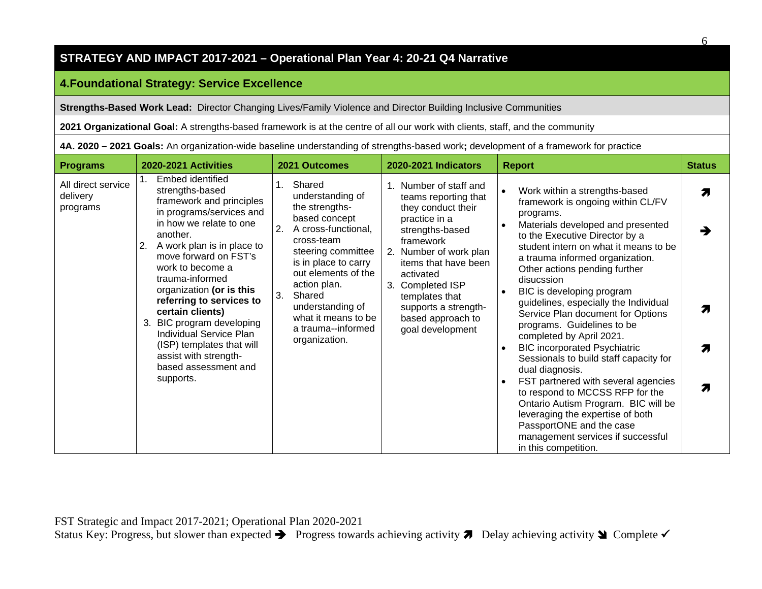## STRATEGY AND IMPACT 2017-2021 – Operational Plan Year 4: 20-21 Q4 Narrative

### 4.Foundational Strategy: Service Excellence

**Strengths-Based Work Lead:** Director Changing Lives/Family Violence and Director Building Inclusive Communities

**2021 Organizational Goal:** A strengths-based framework is at the centre of all our work with clients, staff, and the community

**4A. 2020 – 2021 Goals:** An organization-wide baseline understanding of strengths-based work**;** development of a framework for practice

| Programs | 2020-2021 Activities | 2021 Outcomes | 2020-2021 Indicators | Report | Status |
|---|---|---|---|---|---|
| All direct service delivery programs | 1. Embed identified strengths-based framework and principles in programs/services and in how we relate to one another.<br>2. A work plan is in place to move forward on FST's work to become a trauma-informed organization **(or is this referring to services to certain clients)**<br>3. BIC program developing Individual Service Plan (ISP) templates that will assist with strength-based assessment and supports. | 1. Shared understanding of the strengths-based concept<br>2. A cross-functional, cross-team steering committee is in place to carry out elements of the action plan.<br>3. Shared understanding of what it means to be a trauma--informed organization. | 1. Number of staff and teams reporting that they conduct their practice in a strengths-based framework<br>2. Number of work plan items that have been activated<br>3. Completed ISP templates that supports a strength-based approach to goal development | • Work within a strengths-based framework is ongoing within CL/FV programs.<br>• Materials developed and presented to the Executive Director by a student intern on what it means to be a trauma informed organization. Other actions pending further disucssion<br>• BIC is developing program guidelines, especially the Individual Service Plan document for Options programs. Guidelines to be completed by April 2021.<br>• BIC incorporated Psychiatric Sessionals to build staff capacity for dual diagnosis.<br>• FST partnered with several agencies to respond to MCCSS RFP for the Ontario Autism Program. BIC will be leveraging the expertise of both PassportONE and the case management services if successful in this competition. | ➚<br>➔<br>➚<br>➚<br>➚ |

FST Strategic and Impact 2017-2021; Operational Plan 2020-2021

Status Key: Progress, but slower than expected ➔ Progress towards achieving activity ➚ Delay achieving activity ➘ Complete ✓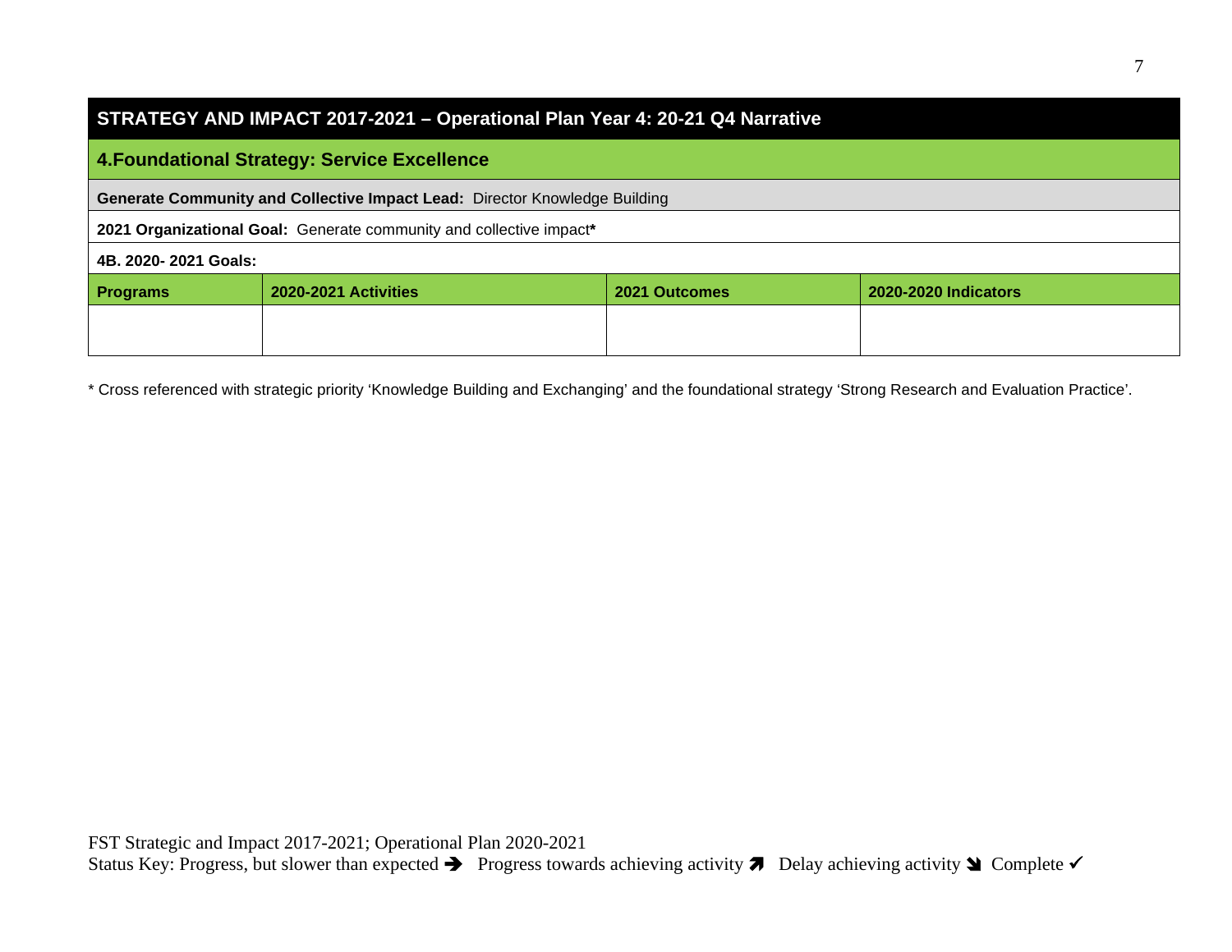## STRATEGY AND IMPACT 2017-2021 – Operational Plan Year 4: 20-21 Q4 Narrative

### 4.Foundational Strategy: Service Excellence

**Generate Community and Collective Impact Lead:** Director Knowledge Building

**2021 Organizational Goal:** Generate community and collective impact**\***

**4B. 2020- 2021 Goals:**

| Programs | 2020-2021 Activities | 2021 Outcomes | 2020-2020 Indicators |
|---|---|---|---|
| | | | |

\* Cross referenced with strategic priority 'Knowledge Building and Exchanging' and the foundational strategy 'Strong Research and Evaluation Practice'.

FST Strategic and Impact 2017-2021; Operational Plan 2020-2021
Status Key: Progress, but slower than expected ➔ Progress towards achieving activity ➚ Delay achieving activity ➘ Complete ✓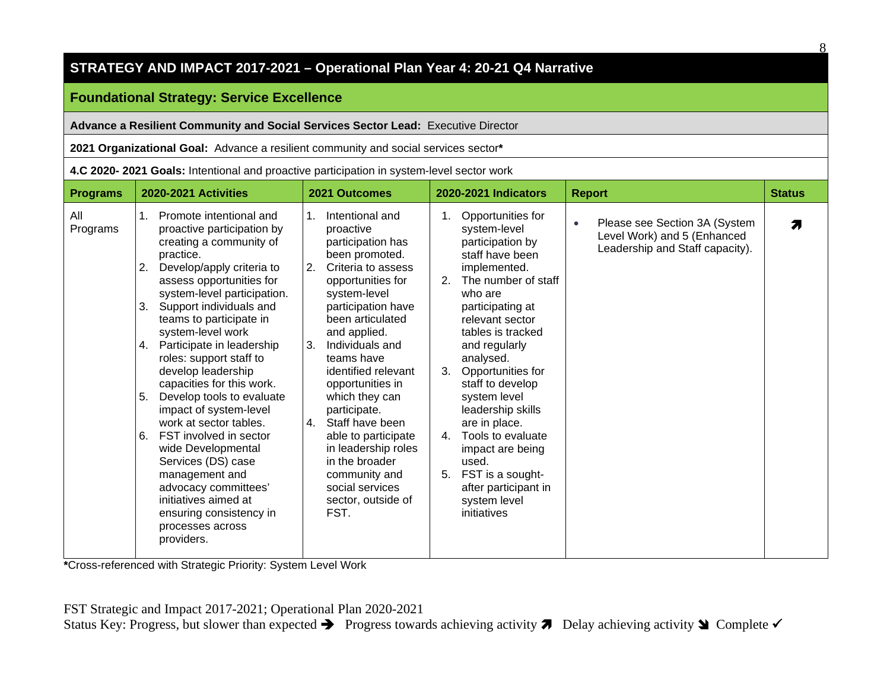## STRATEGY AND IMPACT 2017-2021 – Operational Plan Year 4: 20-21 Q4 Narrative

### Foundational Strategy: Service Excellence

**Advance a Resilient Community and Social Services Sector Lead:** Executive Director

**2021 Organizational Goal:** Advance a resilient community and social services sector*

**4.C 2020- 2021 Goals:** Intentional and proactive participation in system-level sector work

| Programs | 2020-2021 Activities | 2021 Outcomes | 2020-2021 Indicators | Report | Status |
|---|---|---|---|---|---|
| All Programs | 1. Promote intentional and proactive participation by creating a community of practice.<br>2. Develop/apply criteria to assess opportunities for system-level participation.<br>3. Support individuals and teams to participate in system-level work<br>4. Participate in leadership roles: support staff to develop leadership capacities for this work.<br>5. Develop tools to evaluate impact of system-level work at sector tables.<br>6. FST involved in sector wide Developmental Services (DS) case management and advocacy committees' initiatives aimed at ensuring consistency in processes across providers. | 1. Intentional and proactive participation has been promoted.<br>2. Criteria to assess opportunities for system-level participation have been articulated and applied.<br>3. Individuals and teams have identified relevant opportunities in which they can participate.<br>4. Staff have been able to participate in leadership roles in the broader community and social services sector, outside of FST. | 1. Opportunities for system-level participation by staff have been implemented.<br>2. The number of staff who are participating at relevant sector tables is tracked and regularly analysed.<br>3. Opportunities for staff to develop system level leadership skills are in place.<br>4. Tools to evaluate impact are being used.<br>5. FST is a sought-after participant in system level initiatives | • Please see Section 3A (System Level Work) and 5 (Enhanced Leadership and Staff capacity). | ➚ |

*Cross-referenced with Strategic Priority: System Level Work

FST Strategic and Impact 2017-2021; Operational Plan 2020-2021

Status Key: Progress, but slower than expected ➔ Progress towards achieving activity ➚ Delay achieving activity ➘ Complete ✓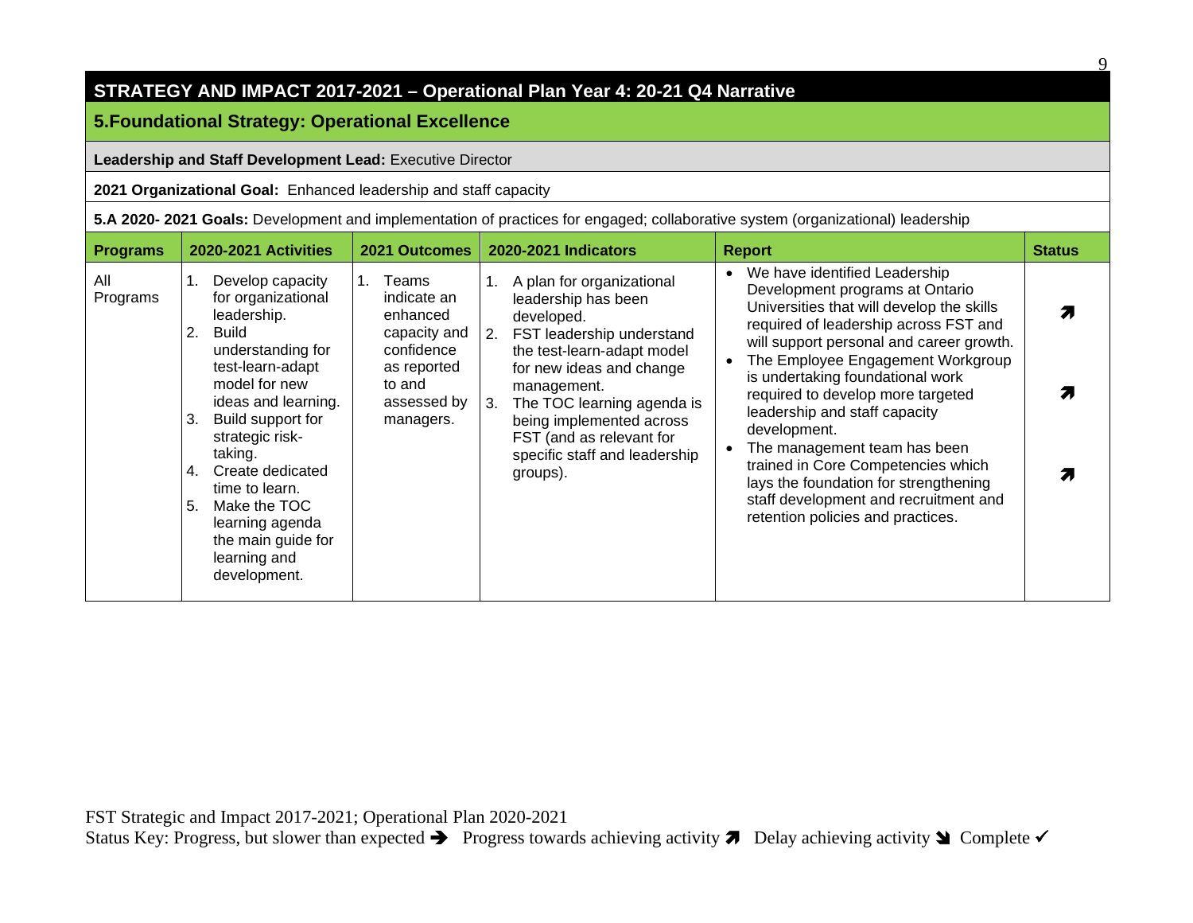## STRATEGY AND IMPACT 2017-2021 – Operational Plan Year 4: 20-21 Q4 Narrative

### 5.Foundational Strategy: Operational Excellence

**Leadership and Staff Development Lead:** Executive Director

**2021 Organizational Goal:** Enhanced leadership and staff capacity

**5.A 2020- 2021 Goals:** Development and implementation of practices for engaged; collaborative system (organizational) leadership

| Programs | 2020-2021 Activities | 2021 Outcomes | 2020-2021 Indicators | Report | Status |
|---|---|---|---|---|---|
| All Programs | 1. Develop capacity for organizational leadership.<br>2. Build understanding for test-learn-adapt model for new ideas and learning.<br>3. Build support for strategic risk-taking.<br>4. Create dedicated time to learn.<br>5. Make the TOC learning agenda the main guide for learning and development. | 1. Teams indicate an enhanced capacity and confidence as reported to and assessed by managers. | 1. A plan for organizational leadership has been developed.<br>2. FST leadership understand the test-learn-adapt model for new ideas and change management.<br>3. The TOC learning agenda is being implemented across FST (and as relevant for specific staff and leadership groups). | • We have identified Leadership Development programs at Ontario Universities that will develop the skills required of leadership across FST and will support personal and career growth.<br>• The Employee Engagement Workgroup is undertaking foundational work required to develop more targeted leadership and staff capacity development.<br>• The management team has been trained in Core Competencies which lays the foundation for strengthening staff development and recruitment and retention policies and practices. | ➚<br>➚<br>➚ |

FST Strategic and Impact 2017-2021; Operational Plan 2020-2021

Status Key: Progress, but slower than expected ➔ Progress towards achieving activity ➚ Delay achieving activity ➘ Complete ✓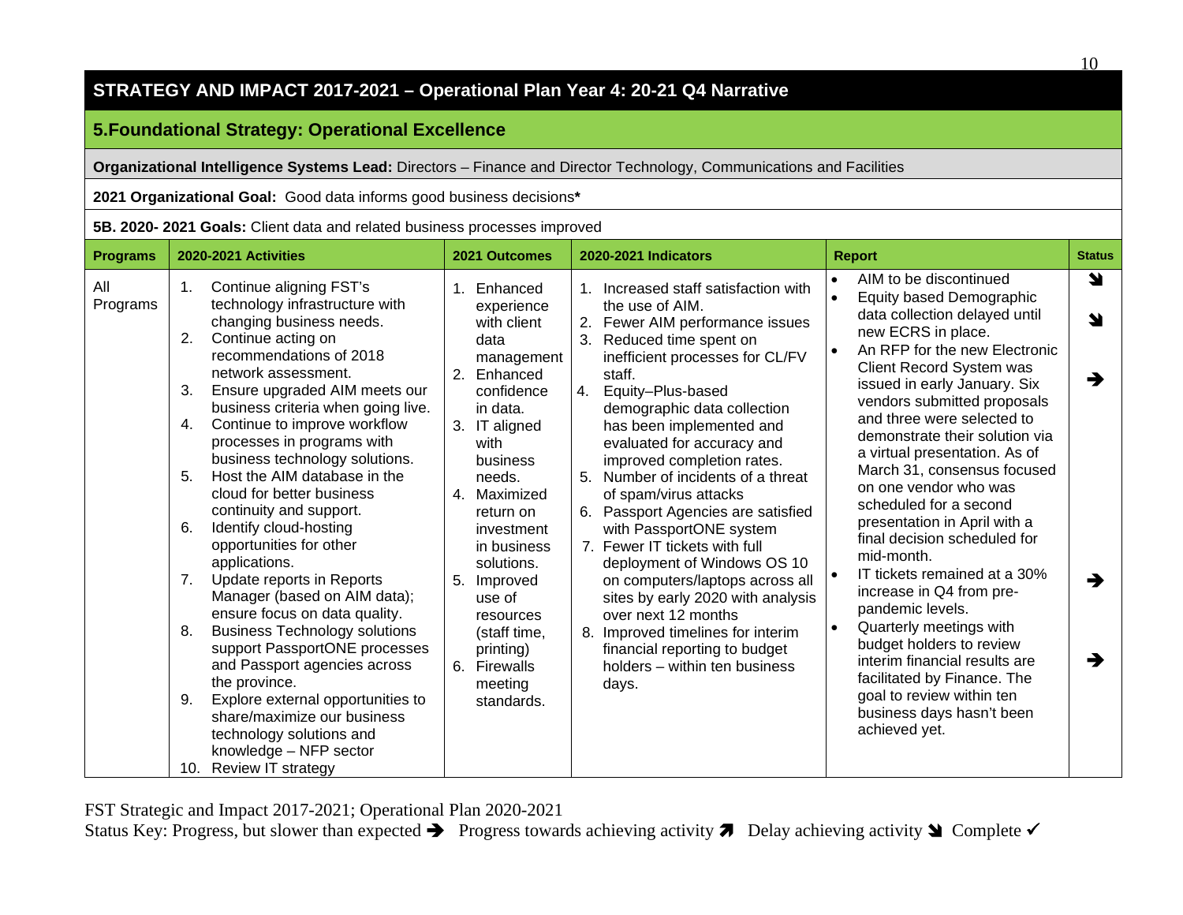# STRATEGY AND IMPACT 2017-2021 – Operational Plan Year 4: 20-21 Q4 Narrative

## 5.Foundational Strategy: Operational Excellence

**Organizational Intelligence Systems Lead:** Directors – Finance and Director Technology, Communications and Facilities

**2021 Organizational Goal:** Good data informs good business decisions*

**5B. 2020- 2021 Goals:** Client data and related business processes improved

| Programs | 2020-2021 Activities | 2021 Outcomes | 2020-2021 Indicators | Report | Status |
|---|---|---|---|---|---|
| All Programs | 1. Continue aligning FST's technology infrastructure with changing business needs.<br>2. Continue acting on recommendations of 2018 network assessment.<br>3. Ensure upgraded AIM meets our business criteria when going live.<br>4. Continue to improve workflow processes in programs with business technology solutions.<br>5. Host the AIM database in the cloud for better business continuity and support.<br>6. Identify cloud-hosting opportunities for other applications.<br>7. Update reports in Reports Manager (based on AIM data); ensure focus on data quality.<br>8. Business Technology solutions support PassportONE processes and Passport agencies across the province.<br>9. Explore external opportunities to share/maximize our business technology solutions and knowledge – NFP sector<br>10. Review IT strategy | 1. Enhanced experience with client data management<br>2. Enhanced confidence in data.<br>3. IT aligned with business needs.<br>4. Maximized return on investment in business solutions.<br>5. Improved use of resources (staff time, printing)<br>6. Firewalls meeting standards. | 1. Increased staff satisfaction with the use of AIM.<br>2. Fewer AIM performance issues<br>3. Reduced time spent on inefficient processes for CL/FV staff.<br>4. Equity–Plus-based demographic data collection has been implemented and evaluated for accuracy and improved completion rates.<br>5. Number of incidents of a threat of spam/virus attacks<br>6. Passport Agencies are satisfied with PassportONE system<br>7. Fewer IT tickets with full deployment of Windows OS 10 on computers/laptops across all sites by early 2020 with analysis over next 12 months<br>8. Improved timelines for interim financial reporting to budget holders – within ten business days. | • AIM to be discontinued<br>• Equity based Demographic data collection delayed until new ECRS in place.<br>• An RFP for the new Electronic Client Record System was issued in early January. Six vendors submitted proposals and three were selected to demonstrate their solution via a virtual presentation. As of March 31, consensus focused on one vendor who was scheduled for a second presentation in April with a final decision scheduled for mid-month.<br>• IT tickets remained at a 30% increase in Q4 from pre-pandemic levels.<br>• Quarterly meetings with budget holders to review interim financial results are facilitated by Finance. The goal to review within ten business days hasn't been achieved yet. | ➘<br>➘<br>➔<br>➔<br>➔ |

FST Strategic and Impact 2017-2021; Operational Plan 2020-2021

Status Key: Progress, but slower than expected ➔ Progress towards achieving activity ➚ Delay achieving activity ➘ Complete ✓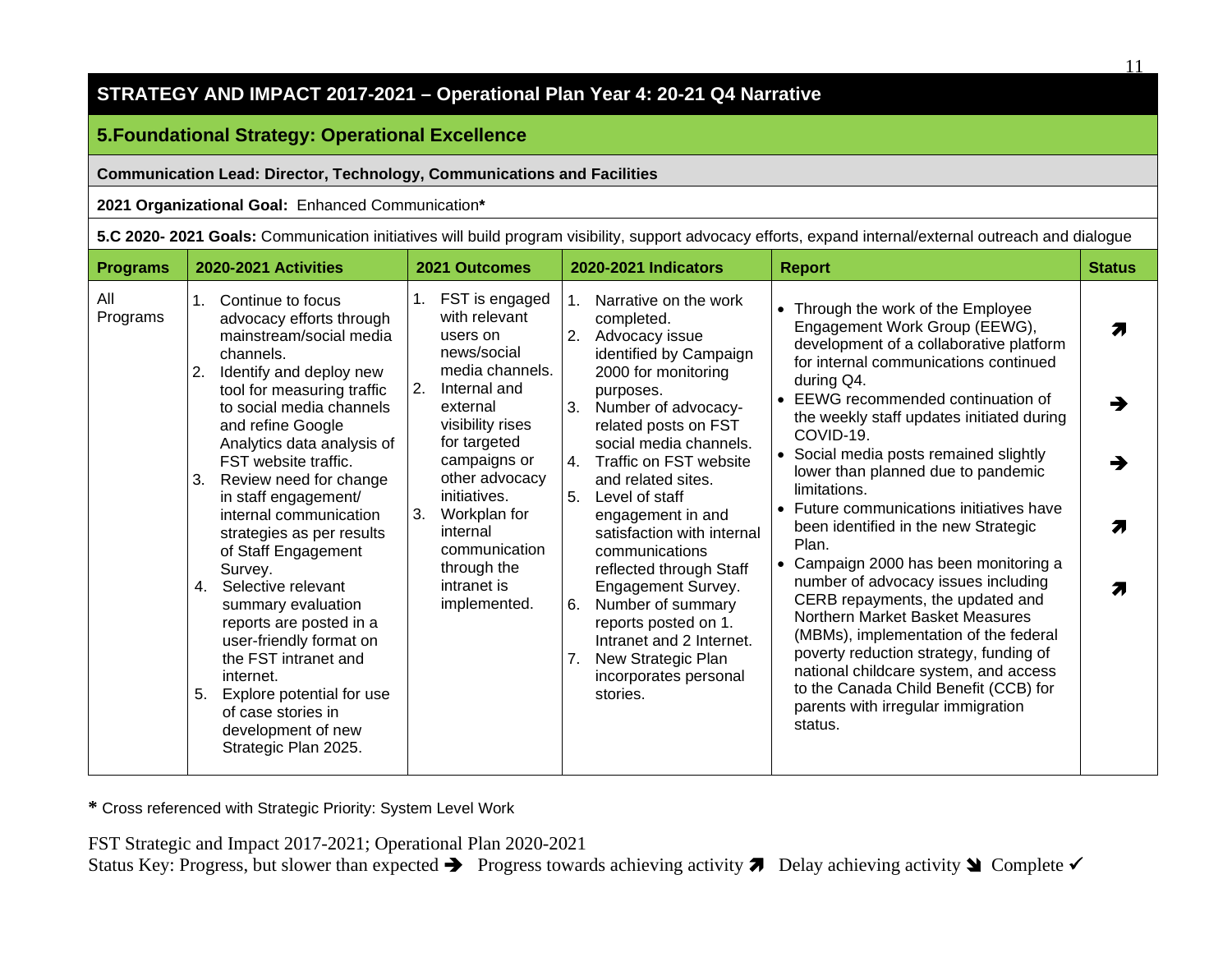## STRATEGY AND IMPACT 2017-2021 – Operational Plan Year 4: 20-21 Q4 Narrative

### 5.Foundational Strategy: Operational Excellence

**Communication Lead: Director, Technology, Communications and Facilities**

**2021 Organizational Goal:** Enhanced Communication*

**5.C 2020- 2021 Goals:** Communication initiatives will build program visibility, support advocacy efforts, expand internal/external outreach and dialogue

| Programs | 2020-2021 Activities | 2021 Outcomes | 2020-2021 Indicators | Report | Status |
|---|---|---|---|---|---|
| All Programs | 1. Continue to focus advocacy efforts through mainstream/social media channels.<br>2. Identify and deploy new tool for measuring traffic to social media channels and refine Google Analytics data analysis of FST website traffic.<br>3. Review need for change in staff engagement/ internal communication strategies as per results of Staff Engagement Survey.<br>4. Selective relevant summary evaluation reports are posted in a user-friendly format on the FST intranet and internet.<br>5. Explore potential for use of case stories in development of new Strategic Plan 2025. | 1. FST is engaged with relevant users on news/social media channels.<br>2. Internal and external visibility rises for targeted campaigns or other advocacy initiatives.<br>3. Workplan for internal communication through the intranet is implemented. | 1. Narrative on the work completed.<br>2. Advocacy issue identified by Campaign 2000 for monitoring purposes.<br>3. Number of advocacy-related posts on FST social media channels.<br>4. Traffic on FST website and related sites.<br>5. Level of staff engagement in and satisfaction with internal communications reflected through Staff Engagement Survey.<br>6. Number of summary reports posted on 1. Intranet and 2 Internet.<br>7. New Strategic Plan incorporates personal stories. | • Through the work of the Employee Engagement Work Group (EEWG), development of a collaborative platform for internal communications continued during Q4.<br>• EEWG recommended continuation of the weekly staff updates initiated during COVID-19.<br>• Social media posts remained slightly lower than planned due to pandemic limitations.<br>• Future communications initiatives have been identified in the new Strategic Plan.<br>• Campaign 2000 has been monitoring a number of advocacy issues including CERB repayments, the updated and Northern Market Basket Measures (MBMs), implementation of the federal poverty reduction strategy, funding of national childcare system, and access to the Canada Child Benefit (CCB) for parents with irregular immigration status. | ➚<br><br>➔<br><br>➔<br><br>➚<br><br>➚ |

**\*** Cross referenced with Strategic Priority: System Level Work

FST Strategic and Impact 2017-2021; Operational Plan 2020-2021
Status Key: Progress, but slower than expected ➔ Progress towards achieving activity ➚ Delay achieving activity ➘ Complete ✓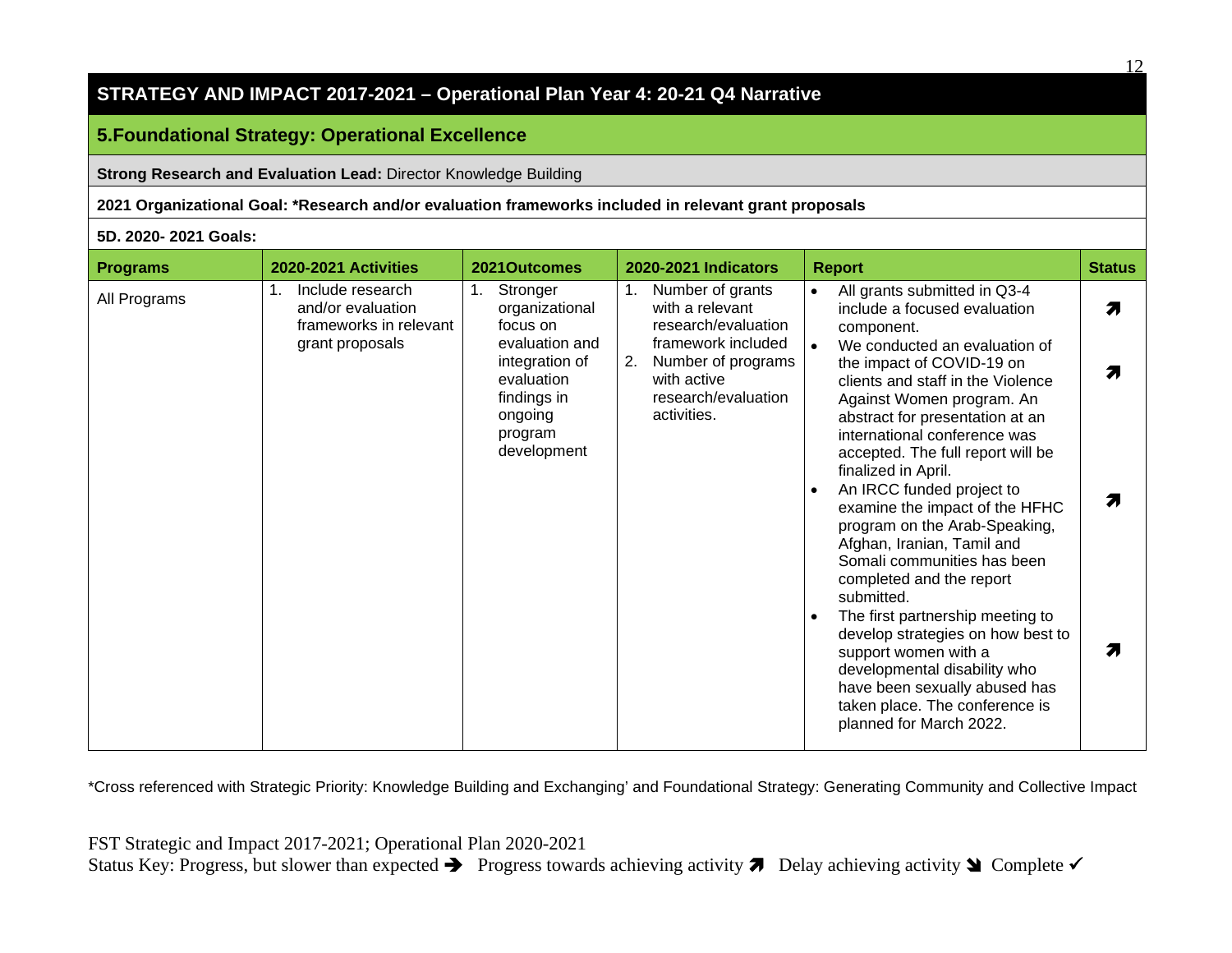## STRATEGY AND IMPACT 2017-2021 – Operational Plan Year 4: 20-21 Q4 Narrative

### 5.Foundational Strategy: Operational Excellence

**Strong Research and Evaluation Lead:** Director Knowledge Building

**2021 Organizational Goal: *Research and/or evaluation frameworks included in relevant grant proposals**

**5D. 2020- 2021 Goals:**

| Programs | 2020-2021 Activities | 2021Outcomes | 2020-2021 Indicators | Report | Status |
|---|---|---|---|---|---|
| All Programs | 1. Include research and/or evaluation frameworks in relevant grant proposals | 1. Stronger organizational focus on evaluation and integration of evaluation findings in ongoing program development | 1. Number of grants with a relevant research/evaluation framework included<br>2. Number of programs with active research/evaluation activities. | • All grants submitted in Q3-4 include a focused evaluation component.<br>• We conducted an evaluation of the impact of COVID-19 on clients and staff in the Violence Against Women program. An abstract for presentation at an international conference was accepted. The full report will be finalized in April.<br>• An IRCC funded project to examine the impact of the HFHC program on the Arab-Speaking, Afghan, Iranian, Tamil and Somali communities has been completed and the report submitted.<br>• The first partnership meeting to develop strategies on how best to support women with a developmental disability who have been sexually abused has taken place. The conference is planned for March 2022. | ➚<br>➚<br>➚<br>➚ |

*Cross referenced with Strategic Priority: Knowledge Building and Exchanging' and Foundational Strategy: Generating Community and Collective Impact

FST Strategic and Impact 2017-2021; Operational Plan 2020-2021
Status Key: Progress, but slower than expected ➔ Progress towards achieving activity ➚ Delay achieving activity ➘ Complete ✓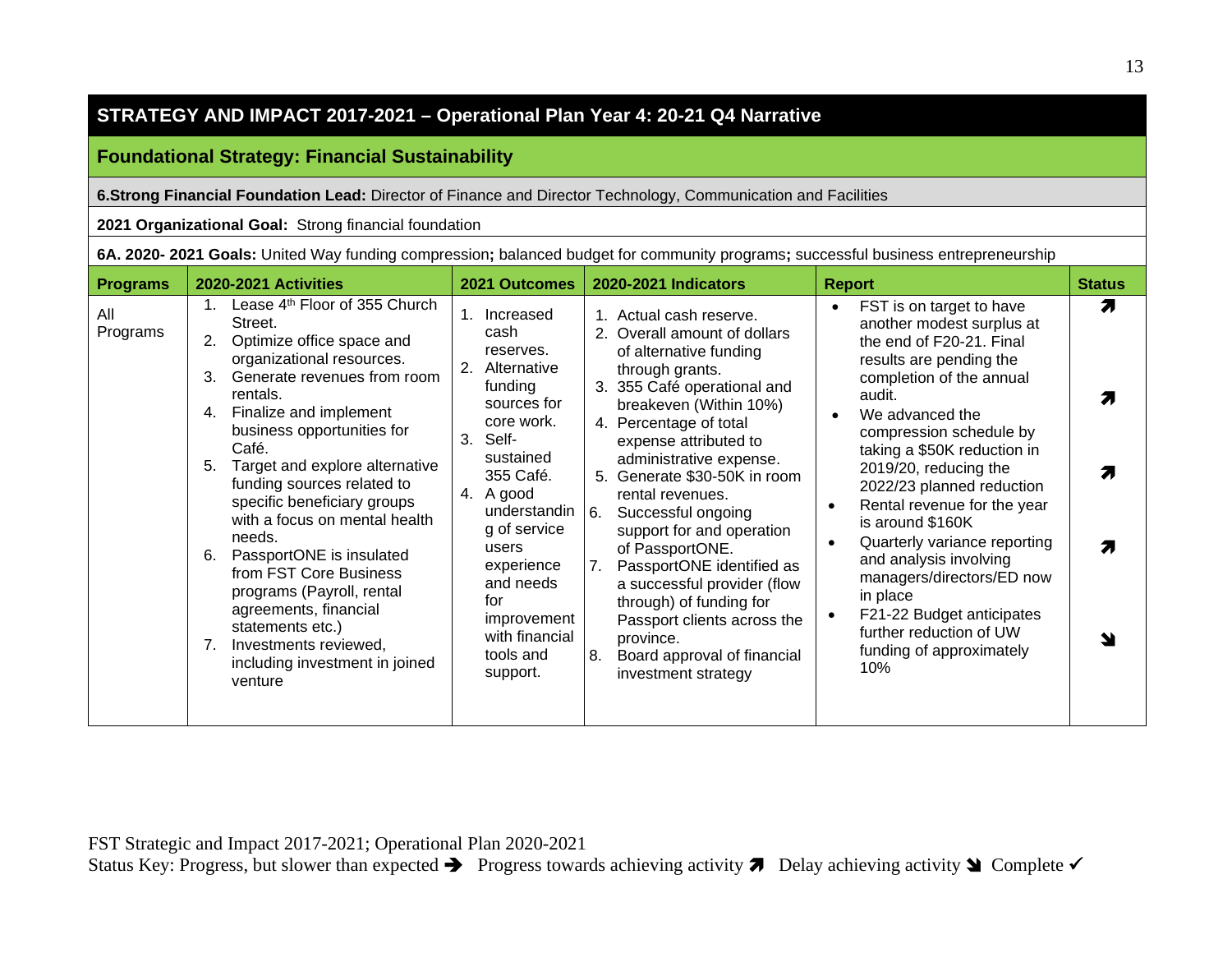# STRATEGY AND IMPACT 2017-2021 – Operational Plan Year 4: 20-21 Q4 Narrative

## Foundational Strategy: Financial Sustainability

**6.Strong Financial Foundation Lead:** Director of Finance and Director Technology, Communication and Facilities

**2021 Organizational Goal:** Strong financial foundation

**6A. 2020- 2021 Goals:** United Way funding compression**;** balanced budget for community programs**;** successful business entrepreneurship

| Programs | 2020-2021 Activities | 2021 Outcomes | 2020-2021 Indicators | Report | Status |
|---|---|---|---|---|---|
| All Programs | 1. Lease 4th Floor of 355 Church Street.<br>2. Optimize office space and organizational resources.<br>3. Generate revenues from room rentals.<br>4. Finalize and implement business opportunities for Café.<br>5. Target and explore alternative funding sources related to specific beneficiary groups with a focus on mental health needs.<br>6. PassportONE is insulated from FST Core Business programs (Payroll, rental agreements, financial statements etc.)<br>7. Investments reviewed, including investment in joined venture | 1. Increased cash reserves.<br>2. Alternative funding sources for core work.<br>3. Self-sustained 355 Café.<br>4. A good understanding of service users experience and needs for improvement with financial tools and support. | 1. Actual cash reserve.<br>2. Overall amount of dollars of alternative funding through grants.<br>3. 355 Café operational and breakeven (Within 10%)<br>4. Percentage of total expense attributed to administrative expense.<br>5. Generate $30-50K in room rental revenues.<br>6. Successful ongoing support for and operation of PassportONE.<br>7. PassportONE identified as a successful provider (flow through) of funding for Passport clients across the province.<br>8. Board approval of financial investment strategy | • FST is on target to have another modest surplus at the end of F20-21. Final results are pending the completion of the annual audit.<br>• We advanced the compression schedule by taking a $50K reduction in 2019/20, reducing the 2022/23 planned reduction<br>• Rental revenue for the year is around $160K<br>• Quarterly variance reporting and analysis involving managers/directors/ED now in place<br>• F21-22 Budget anticipates further reduction of UW funding of approximately 10% | ➚<br><br>➚<br><br>➚<br><br>➚<br><br>➘ |

FST Strategic and Impact 2017-2021; Operational Plan 2020-2021

Status Key: Progress, but slower than expected ➔ Progress towards achieving activity ➚ Delay achieving activity ➘ Complete ✓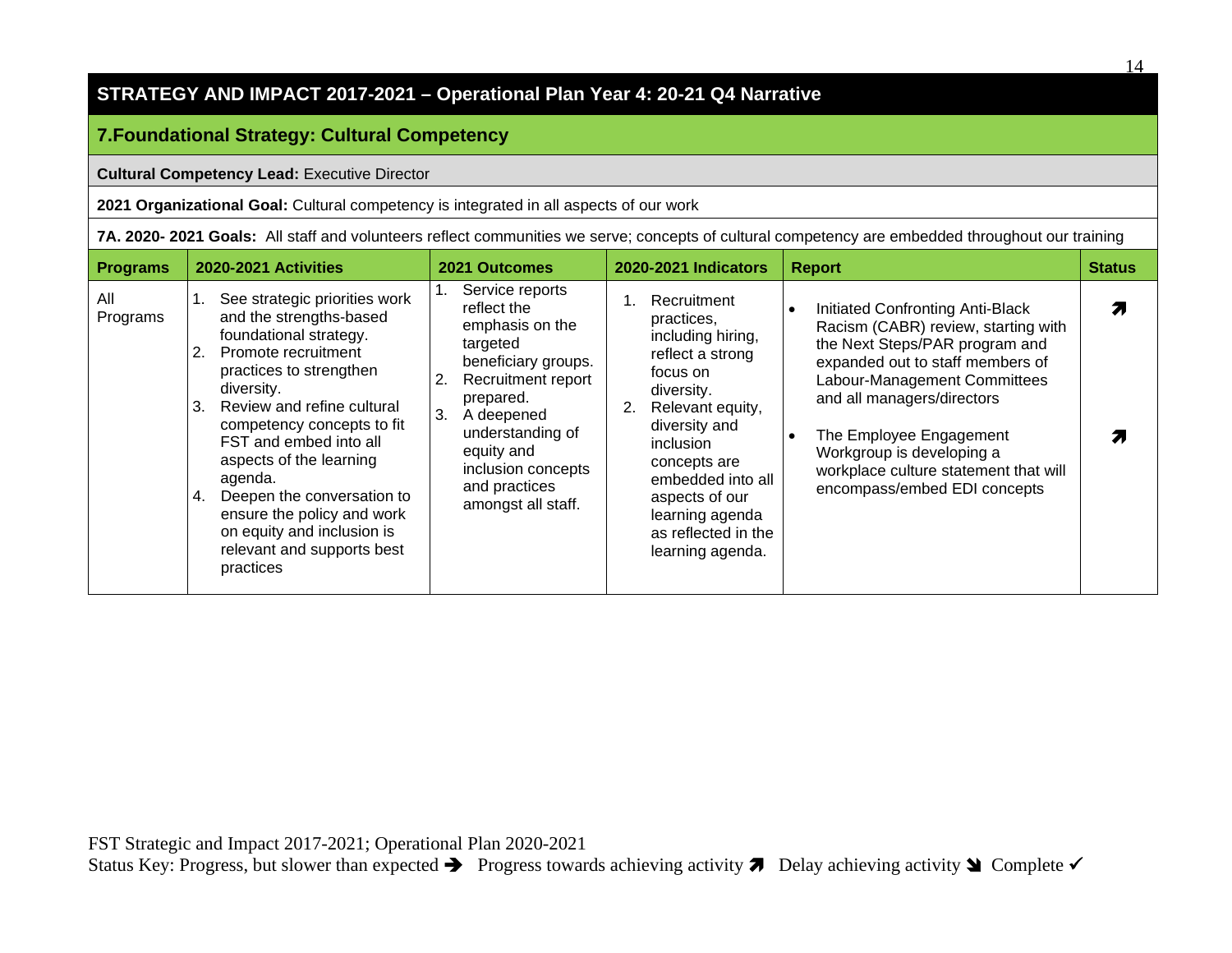## STRATEGY AND IMPACT 2017-2021 – Operational Plan Year 4: 20-21 Q4 Narrative

### 7.Foundational Strategy: Cultural Competency

**Cultural Competency Lead:** Executive Director

**2021 Organizational Goal:** Cultural competency is integrated in all aspects of our work

**7A. 2020- 2021 Goals:** All staff and volunteers reflect communities we serve; concepts of cultural competency are embedded throughout our training

| Programs | 2020-2021 Activities | 2021 Outcomes | 2020-2021 Indicators | Report | Status |
|---|---|---|---|---|---|
| All Programs | 1. See strategic priorities work and the strengths-based foundational strategy.<br>2. Promote recruitment practices to strengthen diversity.<br>3. Review and refine cultural competency concepts to fit FST and embed into all aspects of the learning agenda.<br>4. Deepen the conversation to ensure the policy and work on equity and inclusion is relevant and supports best practices | 1. Service reports reflect the emphasis on the targeted beneficiary groups.<br>2. Recruitment report prepared.<br>3. A deepened understanding of equity and inclusion concepts and practices amongst all staff. | 1. Recruitment practices, including hiring, reflect a strong focus on diversity.<br>2. Relevant equity, diversity and inclusion concepts are embedded into all aspects of our learning agenda as reflected in the learning agenda. | • Initiated Confronting Anti-Black Racism (CABR) review, starting with the Next Steps/PAR program and expanded out to staff members of Labour-Management Committees and all managers/directors<br>• The Employee Engagement Workgroup is developing a workplace culture statement that will encompass/embed EDI concepts | ➚<br><br>➚ |

FST Strategic and Impact 2017-2021; Operational Plan 2020-2021
Status Key: Progress, but slower than expected ➔ Progress towards achieving activity ➚ Delay achieving activity ➘ Complete ✓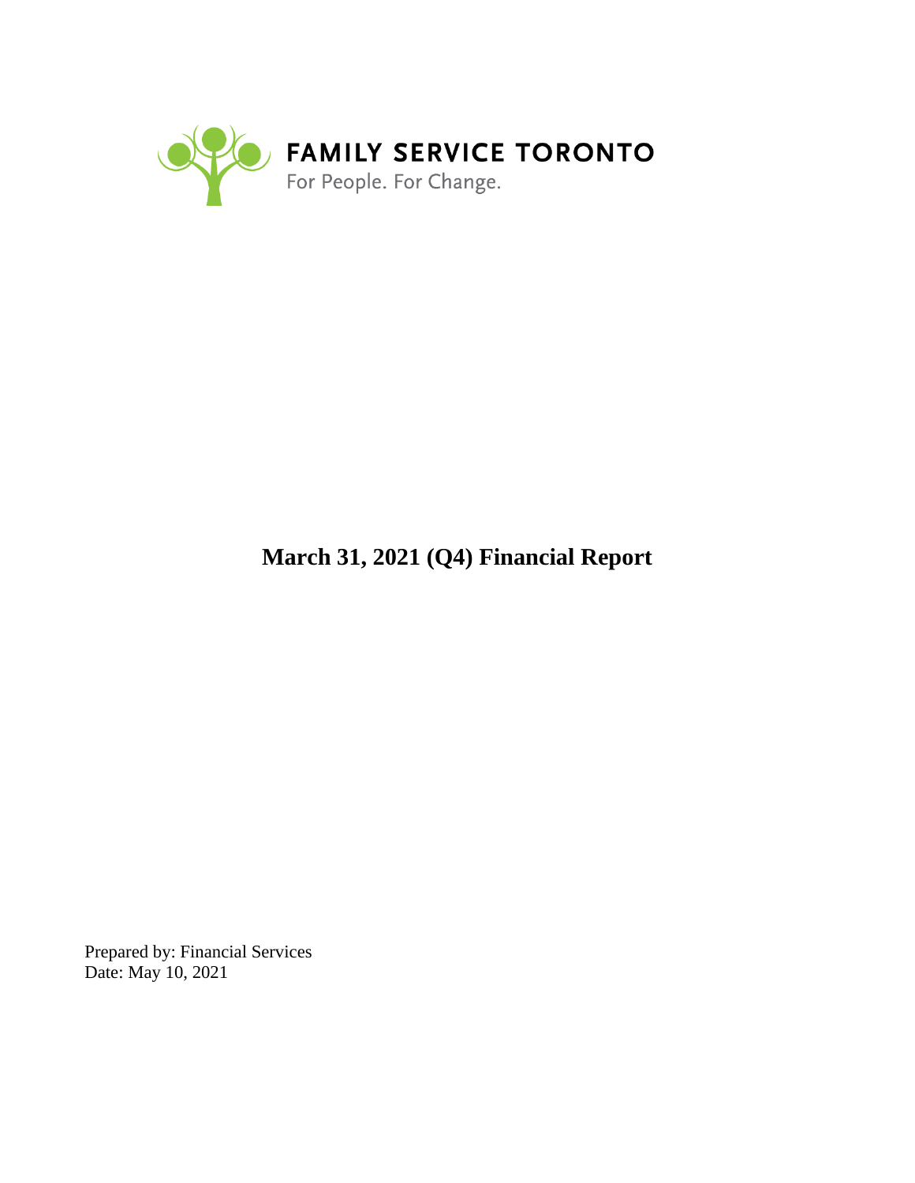FAMILY SERVICE TORONTO

For People. For Change.

# March 31, 2021 (Q4) Financial Report

Prepared by: Financial Services
Date: May 10, 2021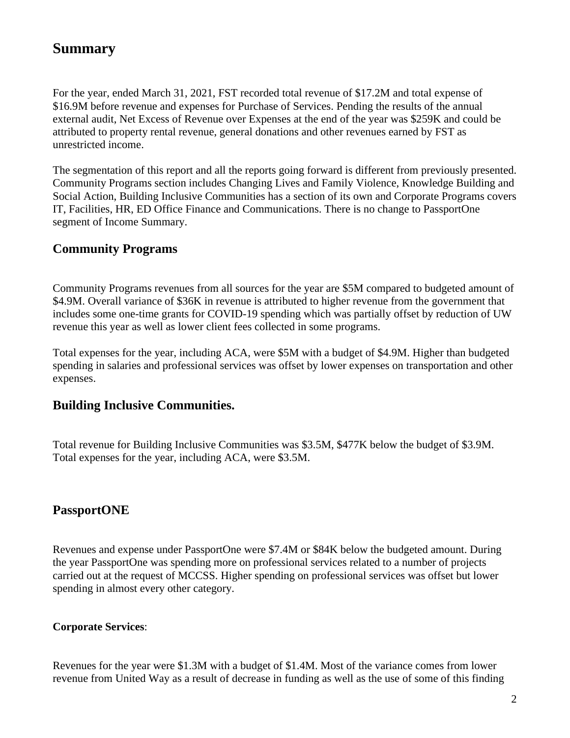## Summary

For the year, ended March 31, 2021, FST recorded total revenue of $17.2M and total expense of $16.9M before revenue and expenses for Purchase of Services. Pending the results of the annual external audit, Net Excess of Revenue over Expenses at the end of the year was $259K and could be attributed to property rental revenue, general donations and other revenues earned by FST as unrestricted income.

The segmentation of this report and all the reports going forward is different from previously presented. Community Programs section includes Changing Lives and Family Violence, Knowledge Building and Social Action, Building Inclusive Communities has a section of its own and Corporate Programs covers IT, Facilities, HR, ED Office Finance and Communications. There is no change to PassportOne segment of Income Summary.

### Community Programs

Community Programs revenues from all sources for the year are $5M compared to budgeted amount of $4.9M. Overall variance of $36K in revenue is attributed to higher revenue from the government that includes some one-time grants for COVID-19 spending which was partially offset by reduction of UW revenue this year as well as lower client fees collected in some programs.

Total expenses for the year, including ACA, were $5M with a budget of $4.9M. Higher than budgeted spending in salaries and professional services was offset by lower expenses on transportation and other expenses.

### Building Inclusive Communities.

Total revenue for Building Inclusive Communities was $3.5M, $477K below the budget of $3.9M. Total expenses for the year, including ACA, were $3.5M.

### PassportONE

Revenues and expense under PassportOne were $7.4M or $84K below the budgeted amount. During the year PassportOne was spending more on professional services related to a number of projects carried out at the request of MCCSS. Higher spending on professional services was offset but lower spending in almost every other category.

**Corporate Services**:

Revenues for the year were $1.3M with a budget of $1.4M. Most of the variance comes from lower revenue from United Way as a result of decrease in funding as well as the use of some of this finding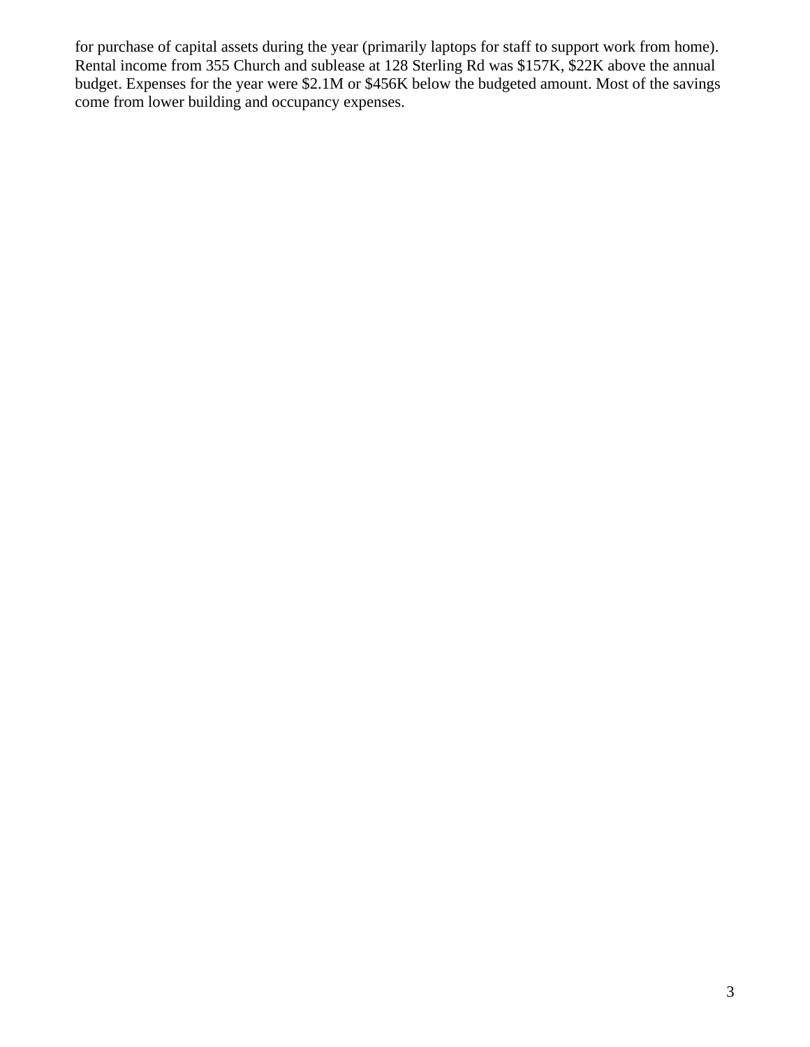for purchase of capital assets during the year (primarily laptops for staff to support work from home). Rental income from 355 Church and sublease at 128 Sterling Rd was $157K, $22K above the annual budget. Expenses for the year were $2.1M or $456K below the budgeted amount. Most of the savings come from lower building and occupancy expenses.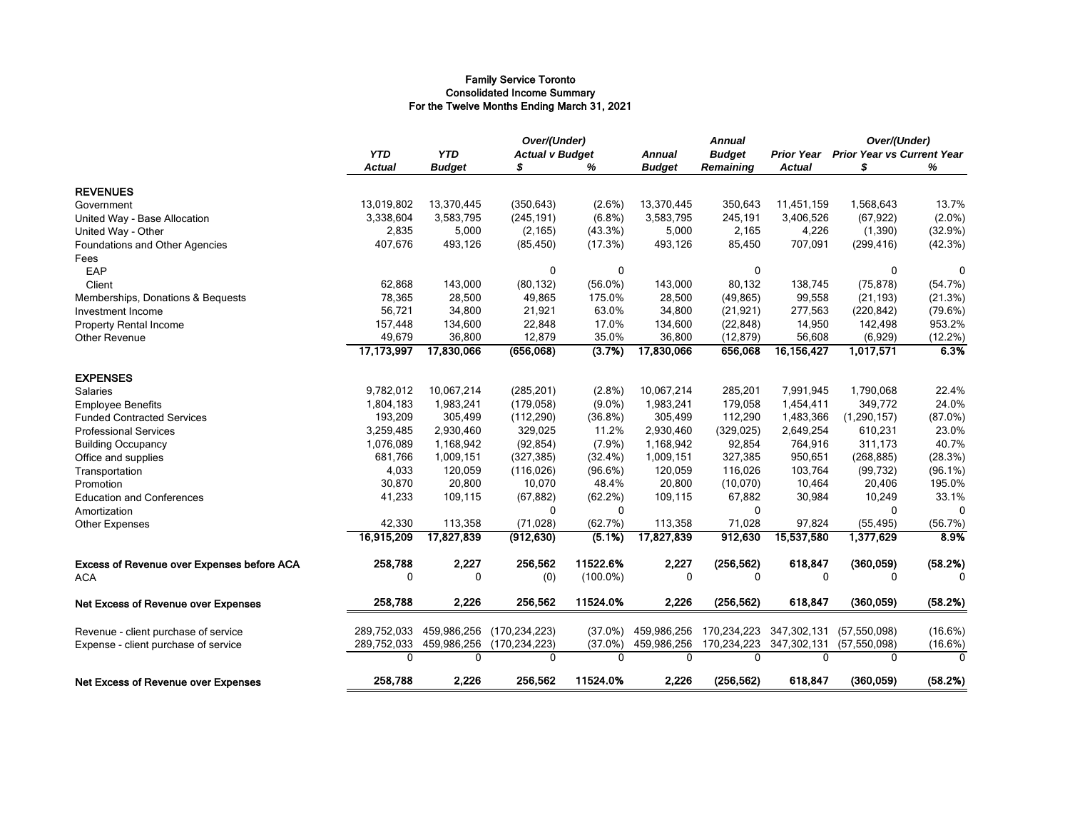# Family Service Toronto
## Consolidated Income Summary
### For the Twelve Months Ending March 31, 2021

| | YTD | YTD | Over/(Under) Actual v Budget | | Annual | Annual Budget | Prior Year | Over/(Under) Prior Year vs Current Year | |
|---|---|---|---|---|---|---|---|---|---|
| | Actual | Budget | $ | % | Budget | Remaining | Actual | $ | % |
| **REVENUES** | | | | | | | | | |
| Government | 13,019,802 | 13,370,445 | (350,643) | (2.6%) | 13,370,445 | 350,643 | 11,451,159 | 1,568,643 | 13.7% |
| United Way - Base Allocation | 3,338,604 | 3,583,795 | (245,191) | (6.8%) | 3,583,795 | 245,191 | 3,406,526 | (67,922) | (2.0%) |
| United Way - Other | 2,835 | 5,000 | (2,165) | (43.3%) | 5,000 | 2,165 | 4,226 | (1,390) | (32.9%) |
| Foundations and Other Agencies | 407,676 | 493,126 | (85,450) | (17.3%) | 493,126 | 85,450 | 707,091 | (299,416) | (42.3%) |
| Fees | | | | | | | | | |
| EAP | | | 0 | 0 | | 0 | | 0 | 0 |
| Client | 62,868 | 143,000 | (80,132) | (56.0%) | 143,000 | 80,132 | 138,745 | (75,878) | (54.7%) |
| Memberships, Donations & Bequests | 78,365 | 28,500 | 49,865 | 175.0% | 28,500 | (49,865) | 99,558 | (21,193) | (21.3%) |
| Investment Income | 56,721 | 34,800 | 21,921 | 63.0% | 34,800 | (21,921) | 277,563 | (220,842) | (79.6%) |
| Property Rental Income | 157,448 | 134,600 | 22,848 | 17.0% | 134,600 | (22,848) | 14,950 | 142,498 | 953.2% |
| Other Revenue | 49,679 | 36,800 | 12,879 | 35.0% | 36,800 | (12,879) | 56,608 | (6,929) | (12.2%) |
| | **17,173,997** | **17,830,066** | **(656,068)** | **(3.7%)** | **17,830,066** | **656,068** | **16,156,427** | **1,017,571** | **6.3%** |
| **EXPENSES** | | | | | | | | | |
| Salaries | 9,782,012 | 10,067,214 | (285,201) | (2.8%) | 10,067,214 | 285,201 | 7,991,945 | 1,790,068 | 22.4% |
| Employee Benefits | 1,804,183 | 1,983,241 | (179,058) | (9.0%) | 1,983,241 | 179,058 | 1,454,411 | 349,772 | 24.0% |
| Funded Contracted Services | 193,209 | 305,499 | (112,290) | (36.8%) | 305,499 | 112,290 | 1,483,366 | (1,290,157) | (87.0%) |
| Professional Services | 3,259,485 | 2,930,460 | 329,025 | 11.2% | 2,930,460 | (329,025) | 2,649,254 | 610,231 | 23.0% |
| Building Occupancy | 1,076,089 | 1,168,942 | (92,854) | (7.9%) | 1,168,942 | 92,854 | 764,916 | 311,173 | 40.7% |
| Office and supplies | 681,766 | 1,009,151 | (327,385) | (32.4%) | 1,009,151 | 327,385 | 950,651 | (268,885) | (28.3%) |
| Transportation | 4,033 | 120,059 | (116,026) | (96.6%) | 120,059 | 116,026 | 103,764 | (99,732) | (96.1%) |
| Promotion | 30,870 | 20,800 | 10,070 | 48.4% | 20,800 | (10,070) | 10,464 | 20,406 | 195.0% |
| Education and Conferences | 41,233 | 109,115 | (67,882) | (62.2%) | 109,115 | 67,882 | 30,984 | 10,249 | 33.1% |
| Amortization | | | 0 | 0 | | 0 | | 0 | 0 |
| Other Expenses | 42,330 | 113,358 | (71,028) | (62.7%) | 113,358 | 71,028 | 97,824 | (55,495) | (56.7%) |
| | **16,915,209** | **17,827,839** | **(912,630)** | **(5.1%)** | **17,827,839** | **912,630** | **15,537,580** | **1,377,629** | **8.9%** |
| **Excess of Revenue over Expenses before ACA** | **258,788** | **2,227** | **256,562** | **11522.6%** | **2,227** | **(256,562)** | **618,847** | **(360,059)** | **(58.2%)** |
| ACA | 0 | 0 | (0) | (100.0%) | 0 | 0 | 0 | 0 | 0 |
| **Net Excess of Revenue over Expenses** | **258,788** | **2,226** | **256,562** | **11524.0%** | **2,226** | **(256,562)** | **618,847** | **(360,059)** | **(58.2%)** |
| Revenue - client purchase of service | 289,752,033 | 459,986,256 | (170,234,223) | (37.0%) | 459,986,256 | 170,234,223 | 347,302,131 | (57,550,098) | (16.6%) |
| Expense - client purchase of service | 289,752,033 | 459,986,256 | (170,234,223) | (37.0%) | 459,986,256 | 170,234,223 | 347,302,131 | (57,550,098) | (16.6%) |
| | 0 | 0 | 0 | 0 | 0 | 0 | 0 | 0 | 0 |
| **Net Excess of Revenue over Expenses** | **258,788** | **2,226** | **256,562** | **11524.0%** | **2,226** | **(256,562)** | **618,847** | **(360,059)** | **(58.2%)** |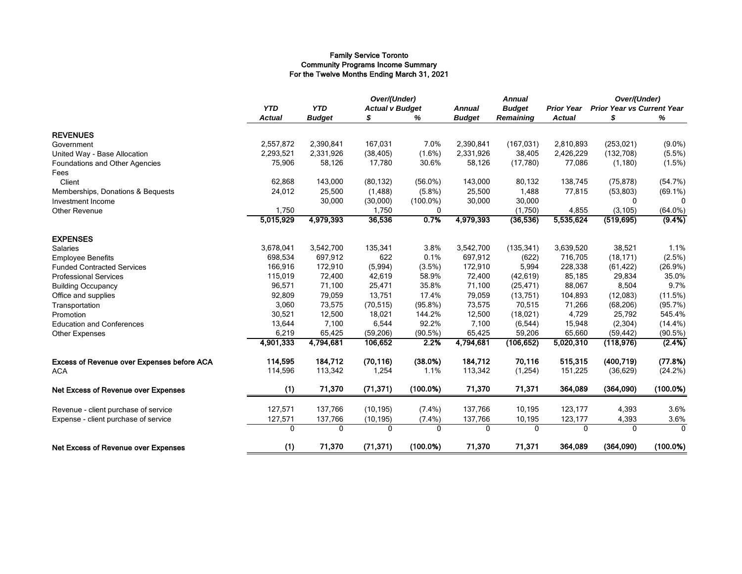# Family Service Toronto
## Community Programs Income Summary
### For the Twelve Months Ending March 31, 2021

| | YTD Actual | YTD Budget | Over/(Under) Actual v Budget $ | Over/(Under) Actual v Budget % | Annual Budget | Annual Budget Remaining | Prior Year Actual | Over/(Under) Prior Year vs Current Year $ | Over/(Under) Prior Year vs Current Year % |
|---|---|---|---|---|---|---|---|---|---|
| **REVENUES** | | | | | | | | | |
| Government | 2,557,872 | 2,390,841 | 167,031 | 7.0% | 2,390,841 | (167,031) | 2,810,893 | (253,021) | (9.0%) |
| United Way - Base Allocation | 2,293,521 | 2,331,926 | (38,405) | (1.6%) | 2,331,926 | 38,405 | 2,426,229 | (132,708) | (5.5%) |
| Foundations and Other Agencies | 75,906 | 58,126 | 17,780 | 30.6% | 58,126 | (17,780) | 77,086 | (1,180) | (1.5%) |
| Fees | | | | | | | | | |
| Client | 62,868 | 143,000 | (80,132) | (56.0%) | 143,000 | 80,132 | 138,745 | (75,878) | (54.7%) |
| Memberships, Donations & Bequests | 24,012 | 25,500 | (1,488) | (5.8%) | 25,500 | 1,488 | 77,815 | (53,803) | (69.1%) |
| Investment Income | | 30,000 | (30,000) | (100.0%) | 30,000 | 30,000 | | 0 | 0 |
| Other Revenue | 1,750 | | 1,750 | 0 | | (1,750) | 4,855 | (3,105) | (64.0%) |
| | **5,015,929** | **4,979,393** | **36,536** | **0.7%** | **4,979,393** | **(36,536)** | **5,535,624** | **(519,695)** | **(9.4%)** |
| **EXPENSES** | | | | | | | | | |
| Salaries | 3,678,041 | 3,542,700 | 135,341 | 3.8% | 3,542,700 | (135,341) | 3,639,520 | 38,521 | 1.1% |
| Employee Benefits | 698,534 | 697,912 | 622 | 0.1% | 697,912 | (622) | 716,705 | (18,171) | (2.5%) |
| Funded Contracted Services | 166,916 | 172,910 | (5,994) | (3.5%) | 172,910 | 5,994 | 228,338 | (61,422) | (26.9%) |
| Professional Services | 115,019 | 72,400 | 42,619 | 58.9% | 72,400 | (42,619) | 85,185 | 29,834 | 35.0% |
| Building Occupancy | 96,571 | 71,100 | 25,471 | 35.8% | 71,100 | (25,471) | 88,067 | 8,504 | 9.7% |
| Office and supplies | 92,809 | 79,059 | 13,751 | 17.4% | 79,059 | (13,751) | 104,893 | (12,083) | (11.5%) |
| Transportation | 3,060 | 73,575 | (70,515) | (95.8%) | 73,575 | 70,515 | 71,266 | (68,206) | (95.7%) |
| Promotion | 30,521 | 12,500 | 18,021 | 144.2% | 12,500 | (18,021) | 4,729 | 25,792 | 545.4% |
| Education and Conferences | 13,644 | 7,100 | 6,544 | 92.2% | 7,100 | (6,544) | 15,948 | (2,304) | (14.4%) |
| Other Expenses | 6,219 | 65,425 | (59,206) | (90.5%) | 65,425 | 59,206 | 65,660 | (59,442) | (90.5%) |
| | **4,901,333** | **4,794,681** | **106,652** | **2.2%** | **4,794,681** | **(106,652)** | **5,020,310** | **(118,976)** | **(2.4%)** |
| **Excess of Revenue over Expenses before ACA** | **114,595** | **184,712** | **(70,116)** | **(38.0%)** | **184,712** | **70,116** | **515,315** | **(400,719)** | **(77.8%)** |
| ACA | 114,596 | 113,342 | 1,254 | 1.1% | 113,342 | (1,254) | 151,225 | (36,629) | (24.2%) |
| **Net Excess of Revenue over Expenses** | **(1)** | **71,370** | **(71,371)** | **(100.0%)** | **71,370** | **71,371** | **364,089** | **(364,090)** | **(100.0%)** |
| Revenue - client purchase of service | 127,571 | 137,766 | (10,195) | (7.4%) | 137,766 | 10,195 | 123,177 | 4,393 | 3.6% |
| Expense - client purchase of service | 127,571 | 137,766 | (10,195) | (7.4%) | 137,766 | 10,195 | 123,177 | 4,393 | 3.6% |
| | 0 | 0 | 0 | 0 | 0 | 0 | 0 | 0 | 0 |
| **Net Excess of Revenue over Expenses** | **(1)** | **71,370** | **(71,371)** | **(100.0%)** | **71,370** | **71,371** | **364,089** | **(364,090)** | **(100.0%)** |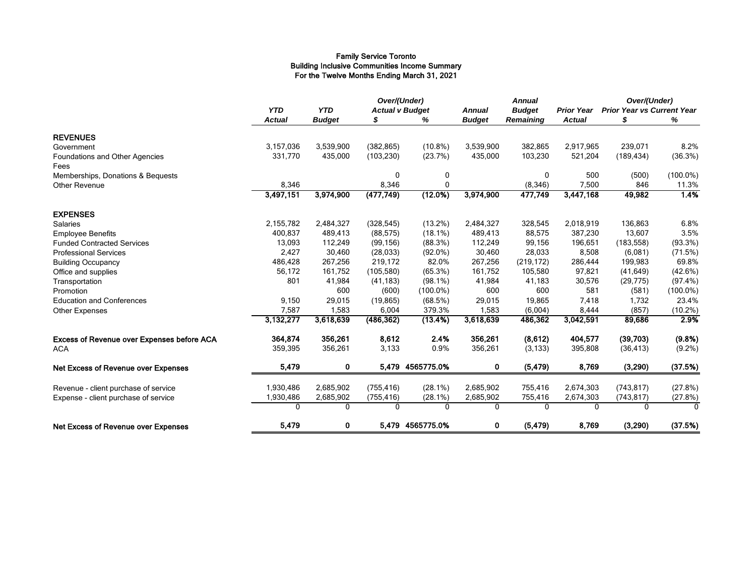**Family Service Toronto**
**Building Inclusive Communities Income Summary**
**For the Twelve Months Ending March 31, 2021**

| | YTD Actual | YTD Budget | Over/(Under) Actual v Budget $ | Over/(Under) Actual v Budget % | Annual Budget | Annual Budget Remaining | Prior Year Actual | Over/(Under) Prior Year vs Current Year $ | Over/(Under) Prior Year vs Current Year % |
|---|---|---|---|---|---|---|---|---|---|
| **REVENUES** | | | | | | | | | |
| Government | 3,157,036 | 3,539,900 | (382,865) | (10.8%) | 3,539,900 | 382,865 | 2,917,965 | 239,071 | 8.2% |
| Foundations and Other Agencies | 331,770 | 435,000 | (103,230) | (23.7%) | 435,000 | 103,230 | 521,204 | (189,434) | (36.3%) |
| Fees | | | | | | | | | |
| Memberships, Donations & Bequests | | | 0 | 0 | | 0 | 500 | (500) | (100.0%) |
| Other Revenue | 8,346 | | 8,346 | 0 | | (8,346) | 7,500 | 846 | 11.3% |
| | **3,497,151** | **3,974,900** | **(477,749)** | **(12.0%)** | **3,974,900** | **477,749** | **3,447,168** | **49,982** | **1.4%** |
| **EXPENSES** | | | | | | | | | |
| Salaries | 2,155,782 | 2,484,327 | (328,545) | (13.2%) | 2,484,327 | 328,545 | 2,018,919 | 136,863 | 6.8% |
| Employee Benefits | 400,837 | 489,413 | (88,575) | (18.1%) | 489,413 | 88,575 | 387,230 | 13,607 | 3.5% |
| Funded Contracted Services | 13,093 | 112,249 | (99,156) | (88.3%) | 112,249 | 99,156 | 196,651 | (183,558) | (93.3%) |
| Professional Services | 2,427 | 30,460 | (28,033) | (92.0%) | 30,460 | 28,033 | 8,508 | (6,081) | (71.5%) |
| Building Occupancy | 486,428 | 267,256 | 219,172 | 82.0% | 267,256 | (219,172) | 286,444 | 199,983 | 69.8% |
| Office and supplies | 56,172 | 161,752 | (105,580) | (65.3%) | 161,752 | 105,580 | 97,821 | (41,649) | (42.6%) |
| Transportation | 801 | 41,984 | (41,183) | (98.1%) | 41,984 | 41,183 | 30,576 | (29,775) | (97.4%) |
| Promotion | | 600 | (600) | (100.0%) | 600 | 600 | 581 | (581) | (100.0%) |
| Education and Conferences | 9,150 | 29,015 | (19,865) | (68.5%) | 29,015 | 19,865 | 7,418 | 1,732 | 23.4% |
| Other Expenses | 7,587 | 1,583 | 6,004 | 379.3% | 1,583 | (6,004) | 8,444 | (857) | (10.2%) |
| | **3,132,277** | **3,618,639** | **(486,362)** | **(13.4%)** | **3,618,639** | **486,362** | **3,042,591** | **89,686** | **2.9%** |
| **Excess of Revenue over Expenses before ACA** | **364,874** | **356,261** | **8,612** | **2.4%** | **356,261** | **(8,612)** | **404,577** | **(39,703)** | **(9.8%)** |
| ACA | 359,395 | 356,261 | 3,133 | 0.9% | 356,261 | (3,133) | 395,808 | (36,413) | (9.2%) |
| **Net Excess of Revenue over Expenses** | **5,479** | **0** | **5,479** | **4565775.0%** | **0** | **(5,479)** | **8,769** | **(3,290)** | **(37.5%)** |
| Revenue - client purchase of service | 1,930,486 | 2,685,902 | (755,416) | (28.1%) | 2,685,902 | 755,416 | 2,674,303 | (743,817) | (27.8%) |
| Expense - client purchase of service | 1,930,486 | 2,685,902 | (755,416) | (28.1%) | 2,685,902 | 755,416 | 2,674,303 | (743,817) | (27.8%) |
| | 0 | 0 | 0 | 0 | 0 | 0 | 0 | 0 | 0 |
| **Net Excess of Revenue over Expenses** | **5,479** | **0** | **5,479** | **4565775.0%** | **0** | **(5,479)** | **8,769** | **(3,290)** | **(37.5%)** |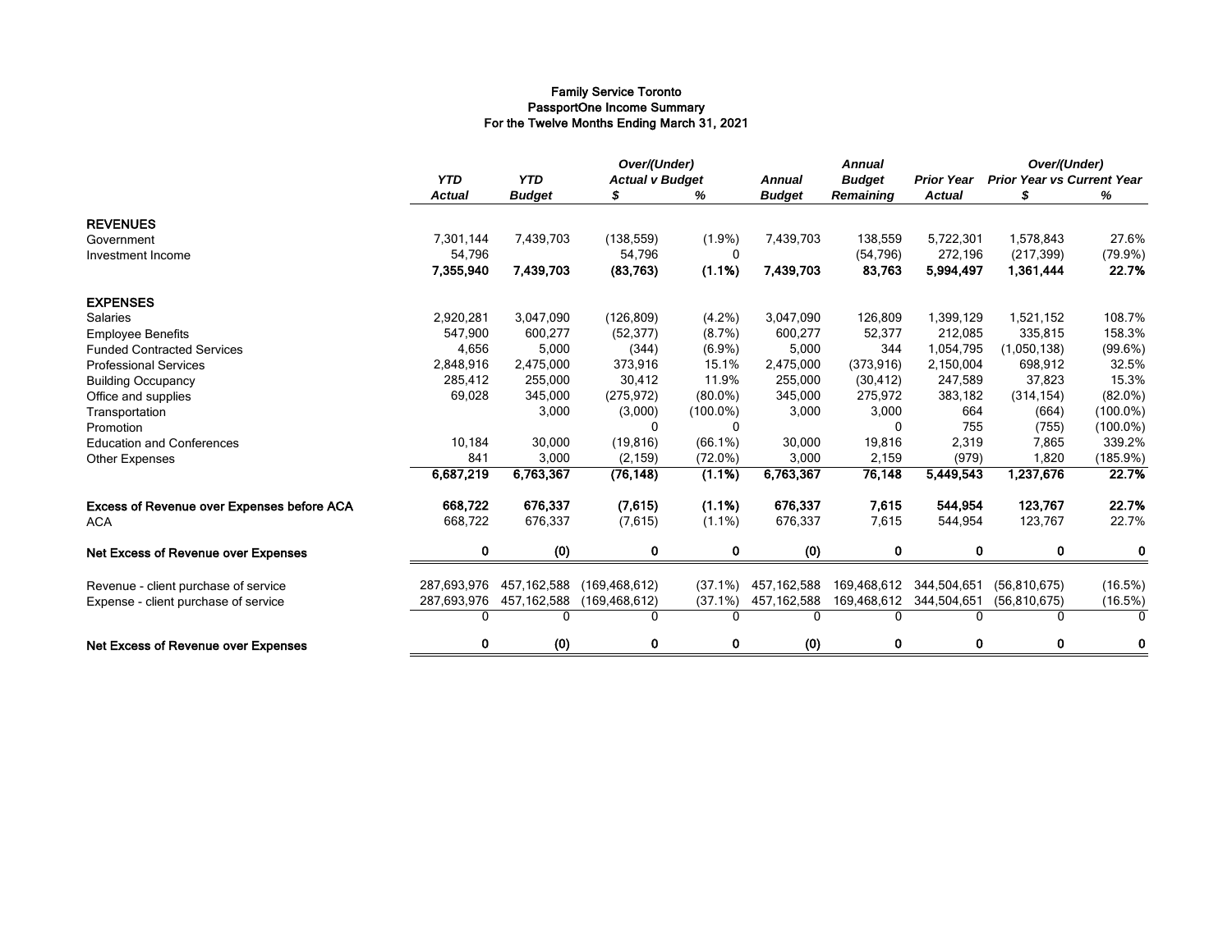# Family Service Toronto
## PassportOne Income Summary
### For the Twelve Months Ending March 31, 2021

| | *YTD Actual* | *YTD Budget* | *Over/(Under) Actual v Budget $* | *%* | *Annual Budget* | *Annual Budget Remaining* | *Prior Year Actual* | *Over/(Under) Prior Year vs Current Year $* | *%* |
|---|---|---|---|---|---|---|---|---|---|
| **REVENUES** | | | | | | | | | |
| Government | 7,301,144 | 7,439,703 | (138,559) | (1.9%) | 7,439,703 | 138,559 | 5,722,301 | 1,578,843 | 27.6% |
| Investment Income | 54,796 | | 54,796 | 0 | | (54,796) | 272,196 | (217,399) | (79.9%) |
| | **7,355,940** | **7,439,703** | **(83,763)** | **(1.1%)** | **7,439,703** | **83,763** | **5,994,497** | **1,361,444** | **22.7%** |
| **EXPENSES** | | | | | | | | | |
| Salaries | 2,920,281 | 3,047,090 | (126,809) | (4.2%) | 3,047,090 | 126,809 | 1,399,129 | 1,521,152 | 108.7% |
| Employee Benefits | 547,900 | 600,277 | (52,377) | (8.7%) | 600,277 | 52,377 | 212,085 | 335,815 | 158.3% |
| Funded Contracted Services | 4,656 | 5,000 | (344) | (6.9%) | 5,000 | 344 | 1,054,795 | (1,050,138) | (99.6%) |
| Professional Services | 2,848,916 | 2,475,000 | 373,916 | 15.1% | 2,475,000 | (373,916) | 2,150,004 | 698,912 | 32.5% |
| Building Occupancy | 285,412 | 255,000 | 30,412 | 11.9% | 255,000 | (30,412) | 247,589 | 37,823 | 15.3% |
| Office and supplies | 69,028 | 345,000 | (275,972) | (80.0%) | 345,000 | 275,972 | 383,182 | (314,154) | (82.0%) |
| Transportation | | 3,000 | (3,000) | (100.0%) | 3,000 | 3,000 | 664 | (664) | (100.0%) |
| Promotion | | | 0 | 0 | | 0 | 755 | (755) | (100.0%) |
| Education and Conferences | 10,184 | 30,000 | (19,816) | (66.1%) | 30,000 | 19,816 | 2,319 | 7,865 | 339.2% |
| Other Expenses | 841 | 3,000 | (2,159) | (72.0%) | 3,000 | 2,159 | (979) | 1,820 | (185.9%) |
| | **6,687,219** | **6,763,367** | **(76,148)** | **(1.1%)** | **6,763,367** | **76,148** | **5,449,543** | **1,237,676** | **22.7%** |
| **Excess of Revenue over Expenses before ACA** | **668,722** | **676,337** | **(7,615)** | **(1.1%)** | **676,337** | **7,615** | **544,954** | **123,767** | **22.7%** |
| ACA | 668,722 | 676,337 | (7,615) | (1.1%) | 676,337 | 7,615 | 544,954 | 123,767 | 22.7% |
| **Net Excess of Revenue over Expenses** | **0** | **(0)** | **0** | **0** | **(0)** | **0** | **0** | **0** | **0** |
| Revenue - client purchase of service | 287,693,976 | 457,162,588 | (169,468,612) | (37.1%) | 457,162,588 | 169,468,612 | 344,504,651 | (56,810,675) | (16.5%) |
| Expense - client purchase of service | 287,693,976 | 457,162,588 | (169,468,612) | (37.1%) | 457,162,588 | 169,468,612 | 344,504,651 | (56,810,675) | (16.5%) |
| | 0 | 0 | 0 | 0 | 0 | 0 | 0 | 0 | 0 |
| **Net Excess of Revenue over Expenses** | **0** | **(0)** | **0** | **0** | **(0)** | **0** | **0** | **0** | **0** |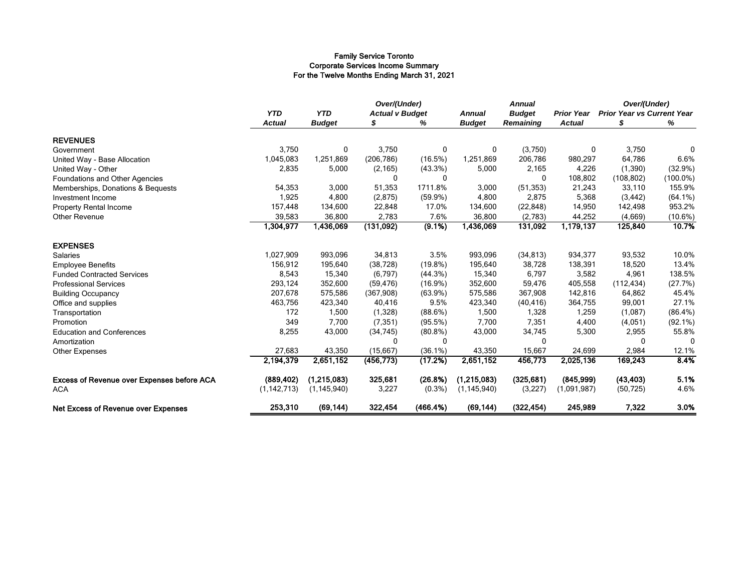**Family Service Toronto**
**Corporate Services Income Summary**
**For the Twelve Months Ending March 31, 2021**

| | YTD | YTD | Over/(Under) Actual v Budget | | Annual | Annual Budget | Prior Year | Over/(Under) Prior Year vs Current Year | |
|---|---|---|---|---|---|---|---|---|---|
| | Actual | Budget | $ | % | Budget | Remaining | Actual | $ | % |
| **REVENUES** | | | | | | | | | |
| Government | 3,750 | 0 | 3,750 | 0 | 0 | (3,750) | 0 | 3,750 | 0 |
| United Way - Base Allocation | 1,045,083 | 1,251,869 | (206,786) | (16.5%) | 1,251,869 | 206,786 | 980,297 | 64,786 | 6.6% |
| United Way - Other | 2,835 | 5,000 | (2,165) | (43.3%) | 5,000 | 2,165 | 4,226 | (1,390) | (32.9%) |
| Foundations and Other Agencies | | | 0 | 0 | | 0 | 108,802 | (108,802) | (100.0%) |
| Memberships, Donations & Bequests | 54,353 | 3,000 | 51,353 | 1711.8% | 3,000 | (51,353) | 21,243 | 33,110 | 155.9% |
| Investment Income | 1,925 | 4,800 | (2,875) | (59.9%) | 4,800 | 2,875 | 5,368 | (3,442) | (64.1%) |
| Property Rental Income | 157,448 | 134,600 | 22,848 | 17.0% | 134,600 | (22,848) | 14,950 | 142,498 | 953.2% |
| Other Revenue | 39,583 | 36,800 | 2,783 | 7.6% | 36,800 | (2,783) | 44,252 | (4,669) | (10.6%) |
| | **1,304,977** | **1,436,069** | **(131,092)** | **(9.1%)** | **1,436,069** | **131,092** | **1,179,137** | **125,840** | **10.7%** |
| **EXPENSES** | | | | | | | | | |
| Salaries | 1,027,909 | 993,096 | 34,813 | 3.5% | 993,096 | (34,813) | 934,377 | 93,532 | 10.0% |
| Employee Benefits | 156,912 | 195,640 | (38,728) | (19.8%) | 195,640 | 38,728 | 138,391 | 18,520 | 13.4% |
| Funded Contracted Services | 8,543 | 15,340 | (6,797) | (44.3%) | 15,340 | 6,797 | 3,582 | 4,961 | 138.5% |
| Professional Services | 293,124 | 352,600 | (59,476) | (16.9%) | 352,600 | 59,476 | 405,558 | (112,434) | (27.7%) |
| Building Occupancy | 207,678 | 575,586 | (367,908) | (63.9%) | 575,586 | 367,908 | 142,816 | 64,862 | 45.4% |
| Office and supplies | 463,756 | 423,340 | 40,416 | 9.5% | 423,340 | (40,416) | 364,755 | 99,001 | 27.1% |
| Transportation | 172 | 1,500 | (1,328) | (88.6%) | 1,500 | 1,328 | 1,259 | (1,087) | (86.4%) |
| Promotion | 349 | 7,700 | (7,351) | (95.5%) | 7,700 | 7,351 | 4,400 | (4,051) | (92.1%) |
| Education and Conferences | 8,255 | 43,000 | (34,745) | (80.8%) | 43,000 | 34,745 | 5,300 | 2,955 | 55.8% |
| Amortization | | | 0 | 0 | | 0 | | 0 | 0 |
| Other Expenses | 27,683 | 43,350 | (15,667) | (36.1%) | 43,350 | 15,667 | 24,699 | 2,984 | 12.1% |
| | **2,194,379** | **2,651,152** | **(456,773)** | **(17.2%)** | **2,651,152** | **456,773** | **2,025,136** | **169,243** | **8.4%** |
| **Excess of Revenue over Expenses before ACA** | **(889,402)** | **(1,215,083)** | **325,681** | **(26.8%)** | **(1,215,083)** | **(325,681)** | **(845,999)** | **(43,403)** | **5.1%** |
| ACA | (1,142,713) | (1,145,940) | 3,227 | (0.3%) | (1,145,940) | (3,227) | (1,091,987) | (50,725) | 4.6% |
| **Net Excess of Revenue over Expenses** | **253,310** | **(69,144)** | **322,454** | **(466.4%)** | **(69,144)** | **(322,454)** | **245,989** | **7,322** | **3.0%** |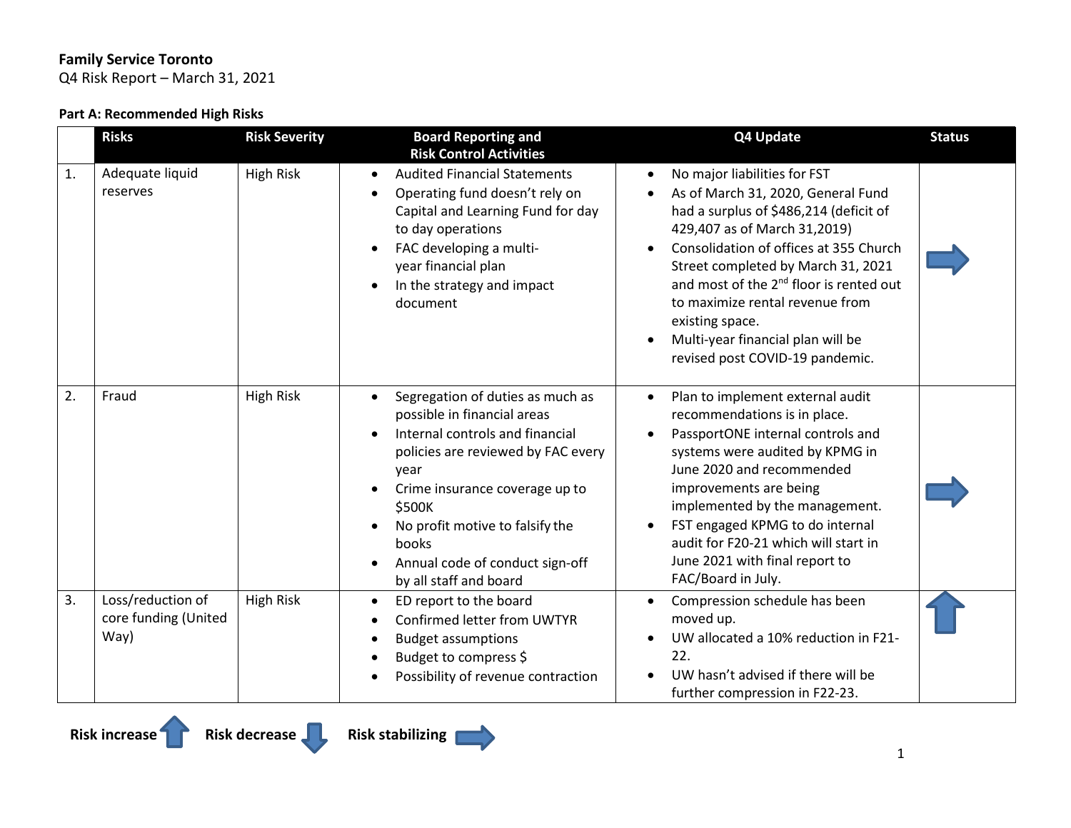**Family Service Toronto**
Q4 Risk Report – March 31, 2021

**Part A: Recommended High Risks**

| | Risks | Risk Severity | Board Reporting and Risk Control Activities | Q4 Update | Status |
|---|---|---|---|---|---|
| 1. | Adequate liquid reserves | High Risk | • Audited Financial Statements<br>• Operating fund doesn't rely on Capital and Learning Fund for day to day operations<br>• FAC developing a multi-year financial plan<br>• In the strategy and impact document | • No major liabilities for FST<br>• As of March 31, 2020, General Fund had a surplus of $486,214 (deficit of 429,407 as of March 31,2019)<br>• Consolidation of offices at 355 Church Street completed by March 31, 2021 and most of the 2nd floor is rented out to maximize rental revenue from existing space.<br>• Multi-year financial plan will be revised post COVID-19 pandemic. | → |
| 2. | Fraud | High Risk | • Segregation of duties as much as possible in financial areas<br>• Internal controls and financial policies are reviewed by FAC every year<br>• Crime insurance coverage up to $500K<br>• No profit motive to falsify the books<br>• Annual code of conduct sign-off by all staff and board | • Plan to implement external audit recommendations is in place.<br>• PassportONE internal controls and systems were audited by KPMG in June 2020 and recommended improvements are being implemented by the management.<br>• FST engaged KPMG to do internal audit for F20-21 which will start in June 2021 with final report to FAC/Board in July. | → |
| 3. | Loss/reduction of core funding (United Way) | High Risk | • ED report to the board<br>• Confirmed letter from UWTYR<br>• Budget assumptions<br>• Budget to compress $<br>• Possibility of revenue contraction | • Compression schedule has been moved up.<br>• UW allocated a 10% reduction in F21-22.<br>• UW hasn't advised if there will be further compression in F22-23. | ↑ |

**Risk increase** ↑ **Risk decrease** ↓ **Risk stabilizing** →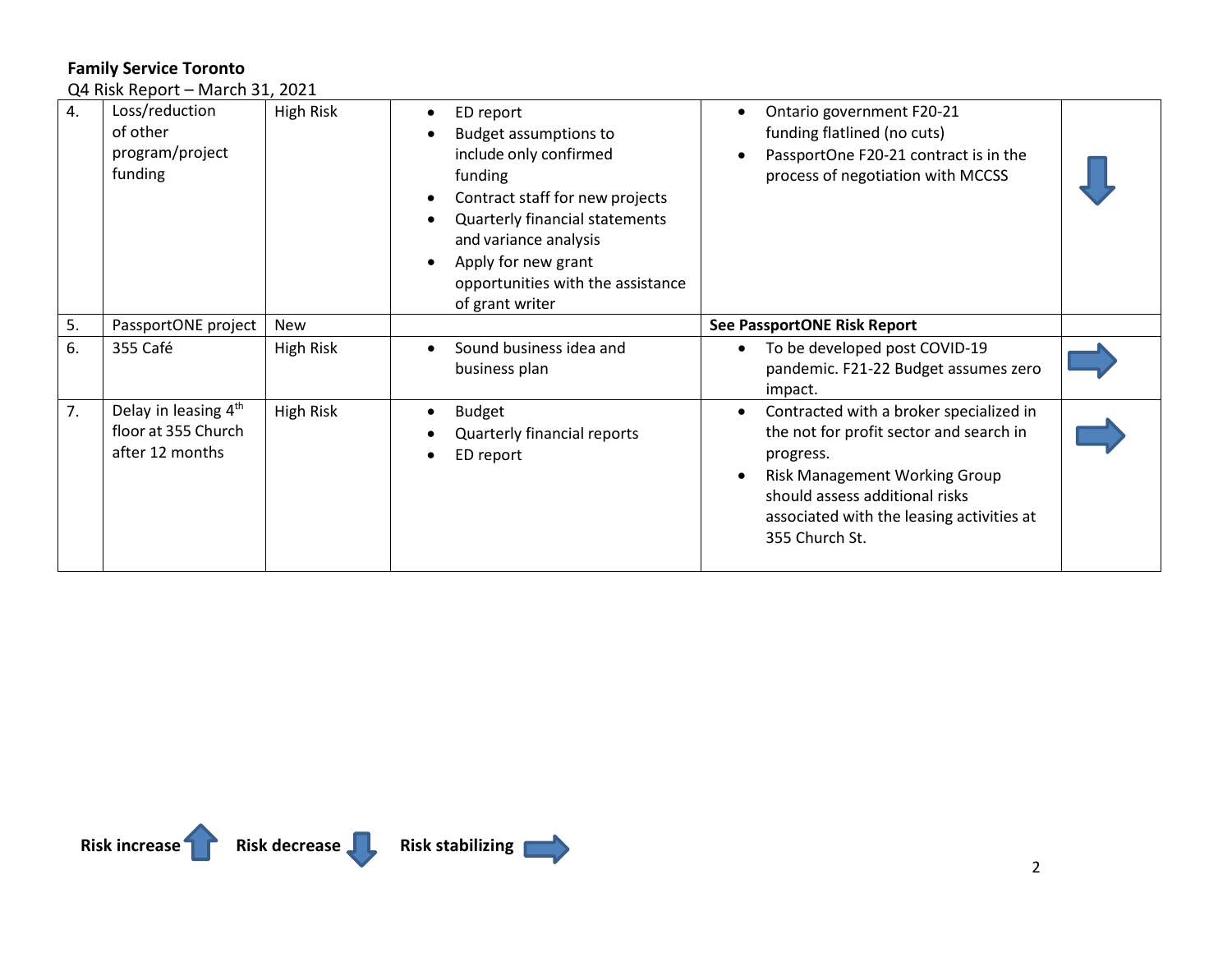**Family Service Toronto**

Q4 Risk Report – March 31, 2021

| | | | | | |
|---|---|---|---|---|---|
| 4. | Loss/reduction of other program/project funding | High Risk | • ED report<br>• Budget assumptions to include only confirmed funding<br>• Contract staff for new projects<br>• Quarterly financial statements and variance analysis<br>• Apply for new grant opportunities with the assistance of grant writer | • Ontario government F20-21 funding flatlined (no cuts)<br>• PassportOne F20-21 contract is in the process of negotiation with MCCSS | ↓ |
| 5. | PassportONE project | New | | **See PassportONE Risk Report** | |
| 6. | 355 Café | High Risk | • Sound business idea and business plan | • To be developed post COVID-19 pandemic. F21-22 Budget assumes zero impact. | → |
| 7. | Delay in leasing 4th floor at 355 Church after 12 months | High Risk | • Budget<br>• Quarterly financial reports<br>• ED report | • Contracted with a broker specialized in the not for profit sector and search in progress.<br>• Risk Management Working Group should assess additional risks associated with the leasing activities at 355 Church St. | → |

**Risk increase** ↑ **Risk decrease** ↓ **Risk stabilizing** →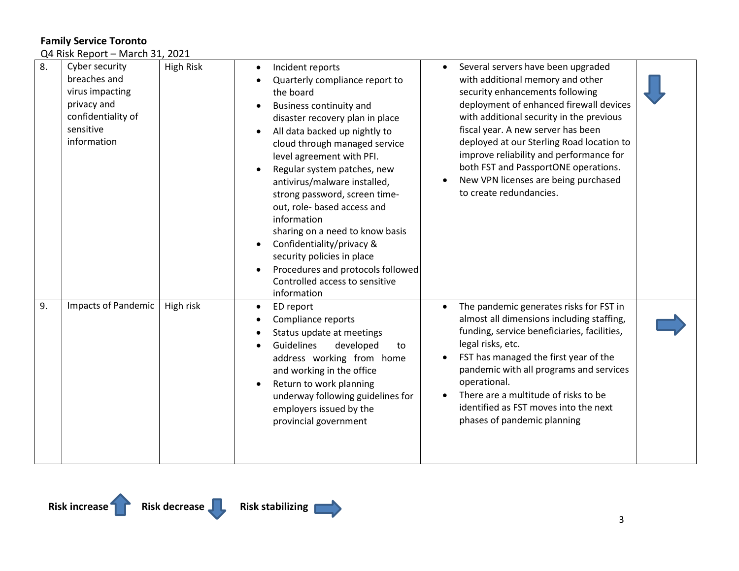**Family Service Toronto**

Q4 Risk Report – March 31, 2021

| | | | | | |
|---|---|---|---|---|---|
| 8. | Cyber security breaches and virus impacting privacy and confidentiality of sensitive information | High Risk | • Incident reports<br>• Quarterly compliance report to the board<br>• Business continuity and disaster recovery plan in place<br>• All data backed up nightly to cloud through managed service level agreement with PFI.<br>• Regular system patches, new antivirus/malware installed, strong password, screen time-out, role- based access and information sharing on a need to know basis<br>• Confidentiality/privacy & security policies in place<br>• Procedures and protocols followed Controlled access to sensitive information | • Several servers have been upgraded with additional memory and other security enhancements following deployment of enhanced firewall devices with additional security in the previous fiscal year. A new server has been deployed at our Sterling Road location to improve reliability and performance for both FST and PassportONE operations.<br>• New VPN licenses are being purchased to create redundancies. | ↓ |
| 9. | Impacts of Pandemic | High risk | • ED report<br>• Compliance reports<br>• Status update at meetings<br>• Guidelines developed to address working from home and working in the office<br>• Return to work planning underway following guidelines for employers issued by the provincial government | • The pandemic generates risks for FST in almost all dimensions including staffing, funding, service beneficiaries, facilities, legal risks, etc.<br>• FST has managed the first year of the pandemic with all programs and services operational.<br>• There are a multitude of risks to be identified as FST moves into the next phases of pandemic planning | → |

**Risk increase** ↑ **Risk decrease** ↓ **Risk stabilizing** →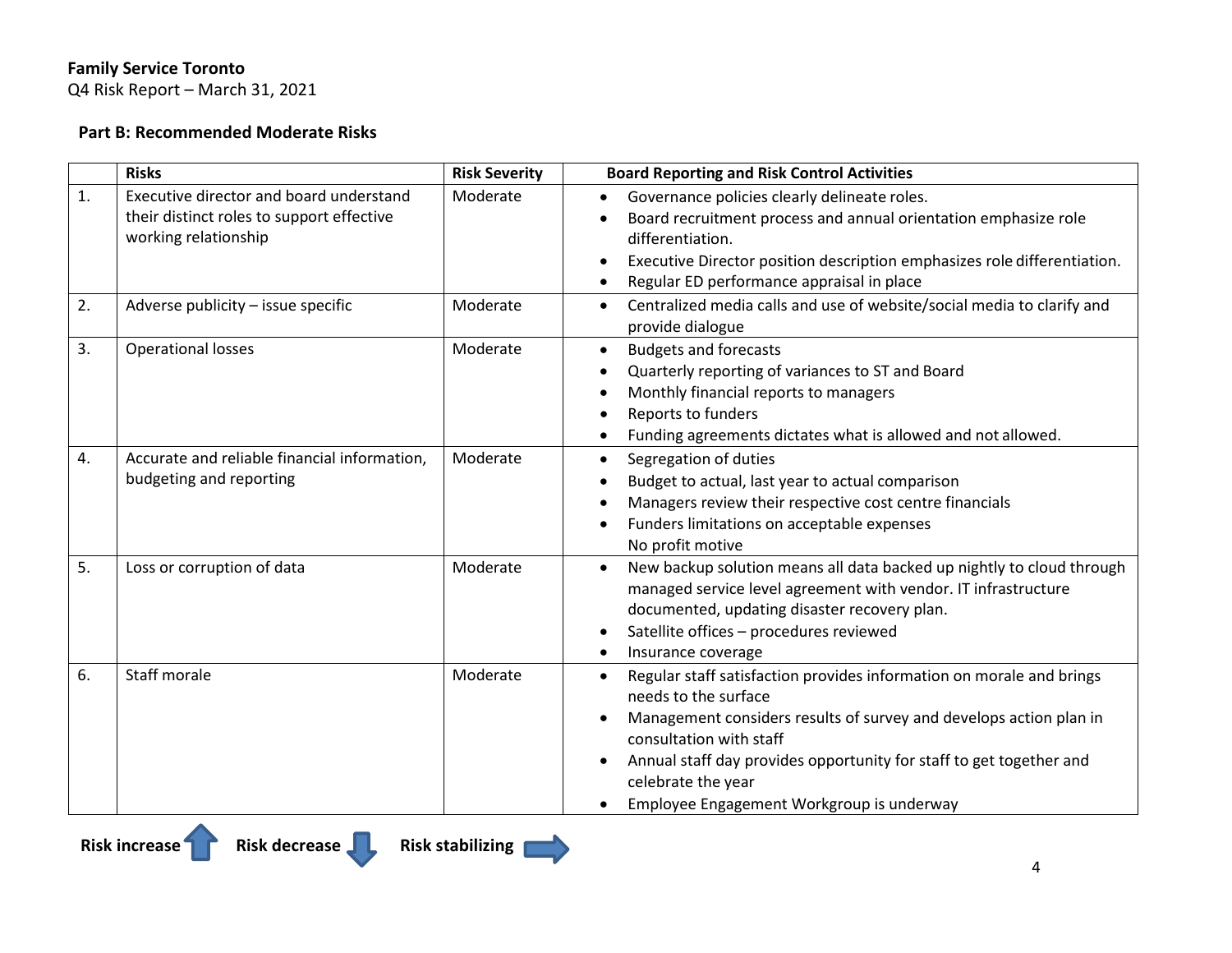**Family Service Toronto**
Q4 Risk Report – March 31, 2021

### Part B: Recommended Moderate Risks

| | Risks | Risk Severity | Board Reporting and Risk Control Activities |
|---|---|---|---|
| 1. | Executive director and board understand their distinct roles to support effective working relationship | Moderate | • Governance policies clearly delineate roles.<br>• Board recruitment process and annual orientation emphasize role differentiation.<br>• Executive Director position description emphasizes role differentiation.<br>• Regular ED performance appraisal in place |
| 2. | Adverse publicity – issue specific | Moderate | • Centralized media calls and use of website/social media to clarify and provide dialogue |
| 3. | Operational losses | Moderate | • Budgets and forecasts<br>• Quarterly reporting of variances to ST and Board<br>• Monthly financial reports to managers<br>• Reports to funders<br>• Funding agreements dictates what is allowed and not allowed. |
| 4. | Accurate and reliable financial information, budgeting and reporting | Moderate | • Segregation of duties<br>• Budget to actual, last year to actual comparison<br>• Managers review their respective cost centre financials<br>• Funders limitations on acceptable expenses<br>No profit motive |
| 5. | Loss or corruption of data | Moderate | • New backup solution means all data backed up nightly to cloud through managed service level agreement with vendor. IT infrastructure documented, updating disaster recovery plan.<br>• Satellite offices – procedures reviewed<br>• Insurance coverage |
| 6. | Staff morale | Moderate | • Regular staff satisfaction provides information on morale and brings needs to the surface<br>• Management considers results of survey and develops action plan in consultation with staff<br>• Annual staff day provides opportunity for staff to get together and celebrate the year<br>• Employee Engagement Workgroup is underway |

**Risk increase** ⬆ **Risk decrease** ⬇ **Risk stabilizing** ➡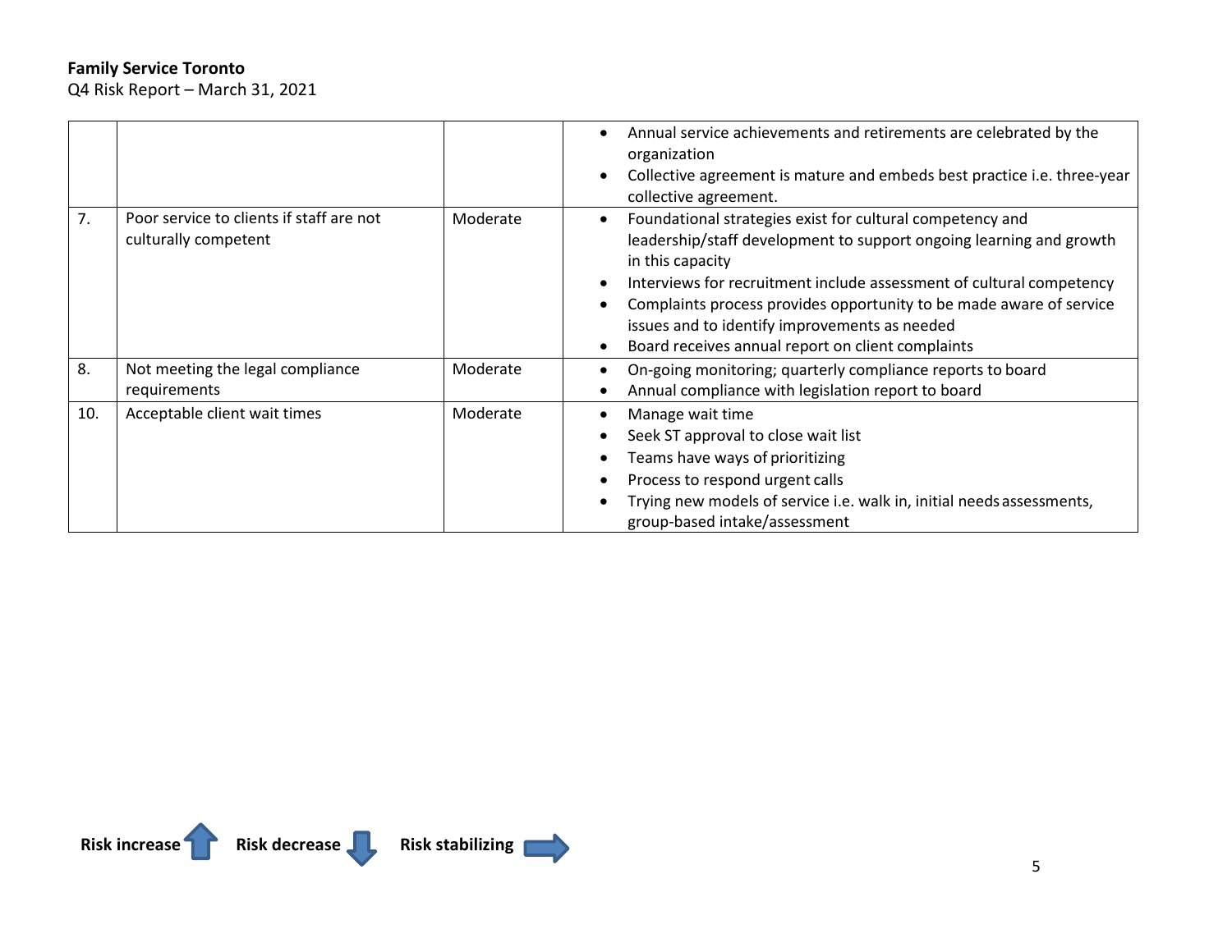**Family Service Toronto**
Q4 Risk Report – March 31, 2021

| | | | |
|---|---|---|---|
| | | | • Annual service achievements and retirements are celebrated by the organization<br>• Collective agreement is mature and embeds best practice i.e. three-year collective agreement. |
| 7. | Poor service to clients if staff are not culturally competent | Moderate | • Foundational strategies exist for cultural competency and leadership/staff development to support ongoing learning and growth in this capacity<br>• Interviews for recruitment include assessment of cultural competency<br>• Complaints process provides opportunity to be made aware of service issues and to identify improvements as needed<br>• Board receives annual report on client complaints |
| 8. | Not meeting the legal compliance requirements | Moderate | • On-going monitoring; quarterly compliance reports to board<br>• Annual compliance with legislation report to board |
| 10. | Acceptable client wait times | Moderate | • Manage wait time<br>• Seek ST approval to close wait list<br>• Teams have ways of prioritizing<br>• Process to respond urgent calls<br>• Trying new models of service i.e. walk in, initial needs assessments, group-based intake/assessment |

**Risk increase** **Risk decrease** **Risk stabilizing**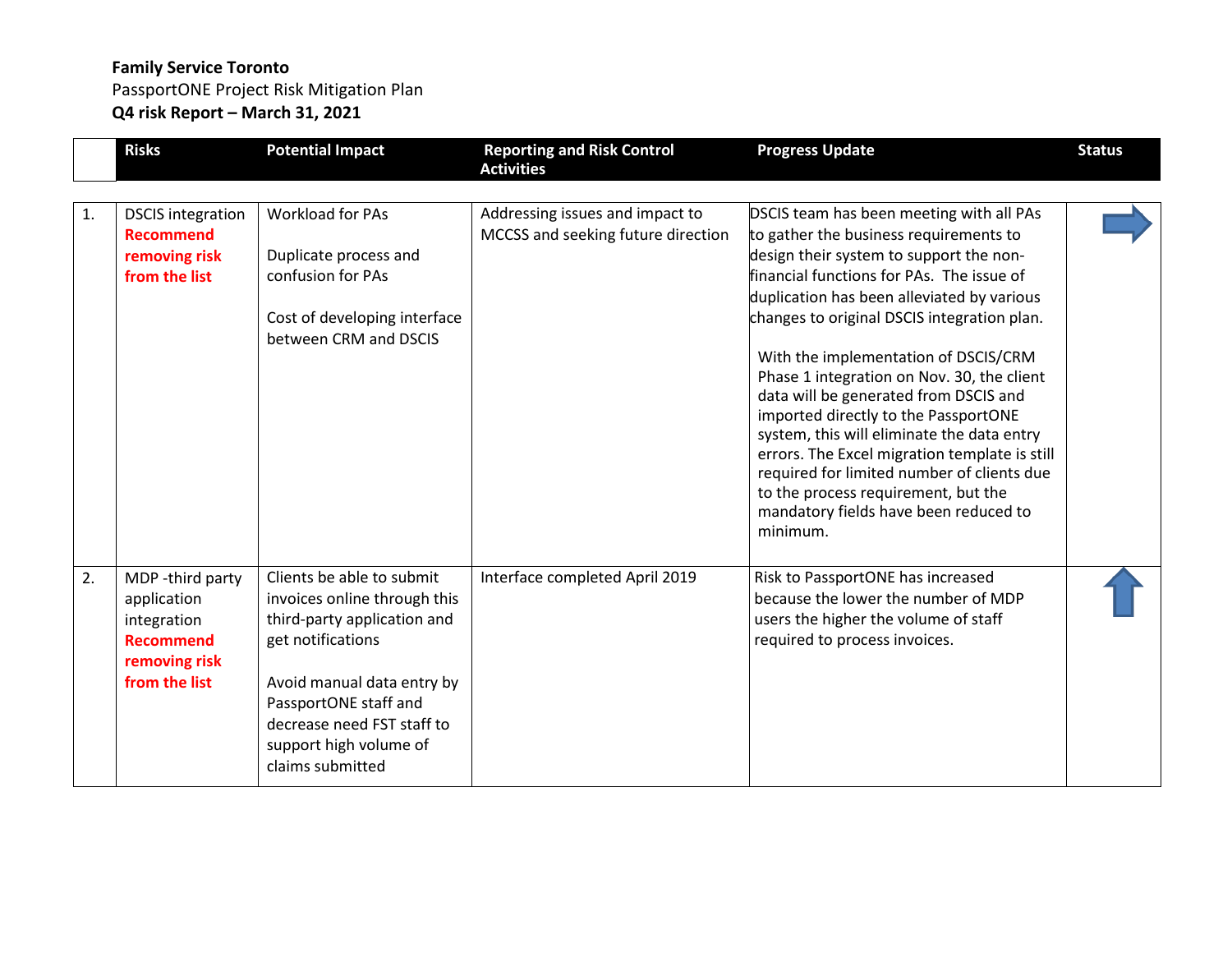**Family Service Toronto**
PassportONE Project Risk Mitigation Plan
**Q4 risk Report – March 31, 2021**

| | Risks | Potential Impact | Reporting and Risk Control Activities | Progress Update | Status |
|---|---|---|---|---|---|
| 1. | DSCIS integration **Recommend removing risk from the list** | Workload for PAs<br><br>Duplicate process and confusion for PAs<br><br>Cost of developing interface between CRM and DSCIS | Addressing issues and impact to MCCSS and seeking future direction | DSCIS team has been meeting with all PAs to gather the business requirements to design their system to support the non-financial functions for PAs. The issue of duplication has been alleviated by various changes to original DSCIS integration plan.<br><br>With the implementation of DSCIS/CRM Phase 1 integration on Nov. 30, the client data will be generated from DSCIS and imported directly to the PassportONE system, this will eliminate the data entry errors. The Excel migration template is still required for limited number of clients due to the process requirement, but the mandatory fields have been reduced to minimum. | → |
| 2. | MDP -third party application integration **Recommend removing risk from the list** | Clients be able to submit invoices online through this third-party application and get notifications<br><br>Avoid manual data entry by PassportONE staff and decrease need FST staff to support high volume of claims submitted | Interface completed April 2019 | Risk to PassportONE has increased because the lower the number of MDP users the higher the volume of staff required to process invoices. | ↑ |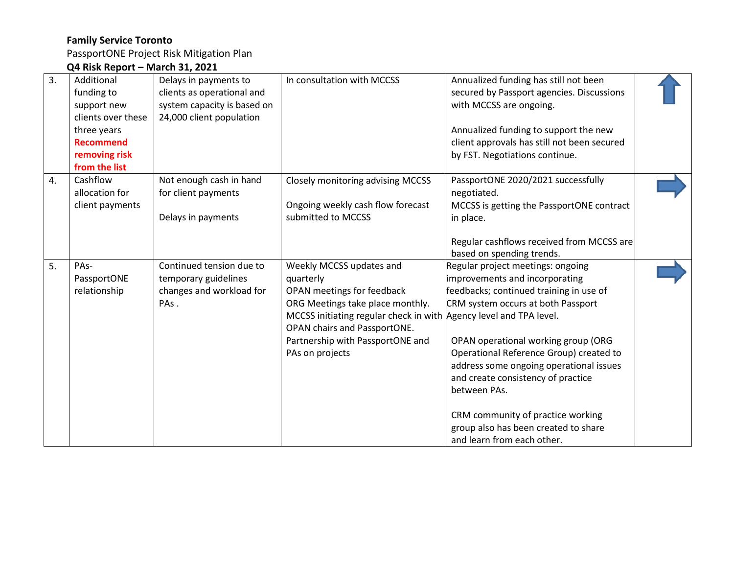**Family Service Toronto**

PassportONE Project Risk Mitigation Plan

**Q4 Risk Report – March 31, 2021**

| | | | | | |
|---|---|---|---|---|---|
| 3. | Additional funding to support new clients over these three years **Recommend removing risk from the list** | Delays in payments to clients as operational and system capacity is based on 24,000 client population | In consultation with MCCSS | Annualized funding has still not been secured by Passport agencies. Discussions with MCCSS are ongoing.<br><br>Annualized funding to support the new client approvals has still not been secured by FST. Negotiations continue. | ↑ |
| 4. | Cashflow allocation for client payments | Not enough cash in hand for client payments<br><br>Delays in payments | Closely monitoring advising MCCSS<br><br>Ongoing weekly cash flow forecast submitted to MCCSS | PassportONE 2020/2021 successfully negotiated.<br>MCCSS is getting the PassportONE contract in place.<br><br>Regular cashflows received from MCCSS are based on spending trends. | → |
| 5. | PAs-PassportONE relationship | Continued tension due to temporary guidelines changes and workload for PAs . | Weekly MCCSS updates and quarterly<br>OPAN meetings for feedback<br>ORG Meetings take place monthly.<br>MCCSS initiating regular check in with OPAN chairs and PassportONE.<br>Partnership with PassportONE and PAs on projects | Regular project meetings: ongoing improvements and incorporating feedbacks; continued training in use of CRM system occurs at both Passport Agency level and TPA level.<br><br>OPAN operational working group (ORG Operational Reference Group) created to address some ongoing operational issues and create consistency of practice between PAs.<br><br>CRM community of practice working group also has been created to share and learn from each other. | → |